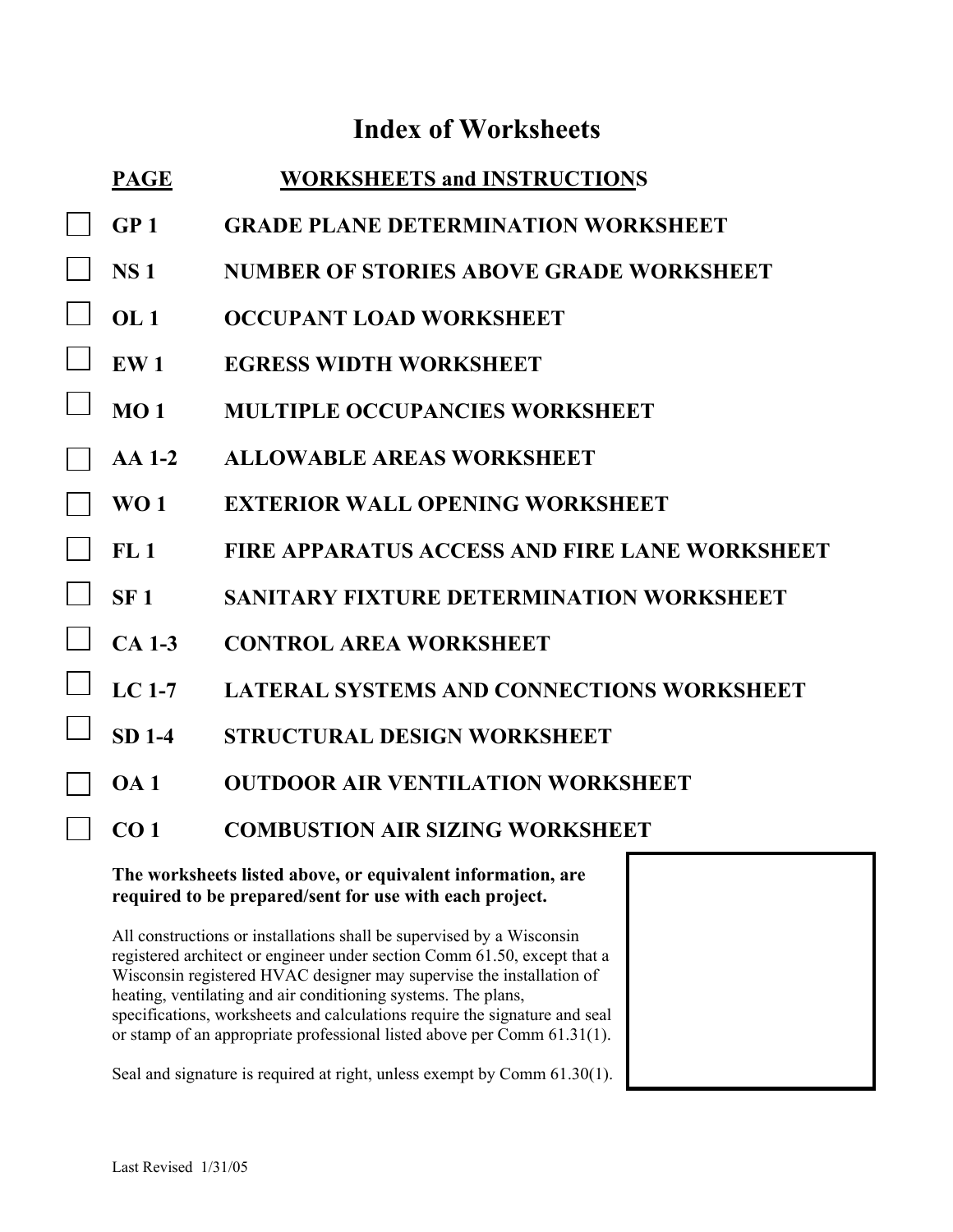# Index of Worksheets

| PAGE | WORKSHEETS and INSTRUCTIONS |
| --- | --- |
| ☐ GP 1 | GRADE PLANE DETERMINATION WORKSHEET |
| ☐ NS 1 | NUMBER OF STORIES ABOVE GRADE WORKSHEET |
| ☐ OL 1 | OCCUPANT LOAD WORKSHEET |
| ☐ EW 1 | EGRESS WIDTH WORKSHEET |
| ☐ MO 1 | MULTIPLE OCCUPANCIES WORKSHEET |
| ☐ AA 1-2 | ALLOWABLE AREAS WORKSHEET |
| ☐ WO 1 | EXTERIOR WALL OPENING WORKSHEET |
| ☐ FL 1 | FIRE APPARATUS ACCESS AND FIRE LANE WORKSHEET |
| ☐ SF 1 | SANITARY FIXTURE DETERMINATION WORKSHEET |
| ☐ CA 1-3 | CONTROL AREA WORKSHEET |
| ☐ LC 1-7 | LATERAL SYSTEMS AND CONNECTIONS WORKSHEET |
| ☐ SD 1-4 | STRUCTURAL DESIGN WORKSHEET |
| ☐ OA 1 | OUTDOOR AIR VENTILATION WORKSHEET |
| ☐ CO 1 | COMBUSTION AIR SIZING WORKSHEET |

**The worksheets listed above, or equivalent information, are required to be prepared/sent for use with each project.**

All constructions or installations shall be supervised by a Wisconsin registered architect or engineer under section Comm 61.50, except that a Wisconsin registered HVAC designer may supervise the installation of heating, ventilating and air conditioning systems. The plans, specifications, worksheets and calculations require the signature and seal or stamp of an appropriate professional listed above per Comm 61.31(1).

Seal and signature is required at right, unless exempt by Comm 61.30(1).

Last Revised 1/31/05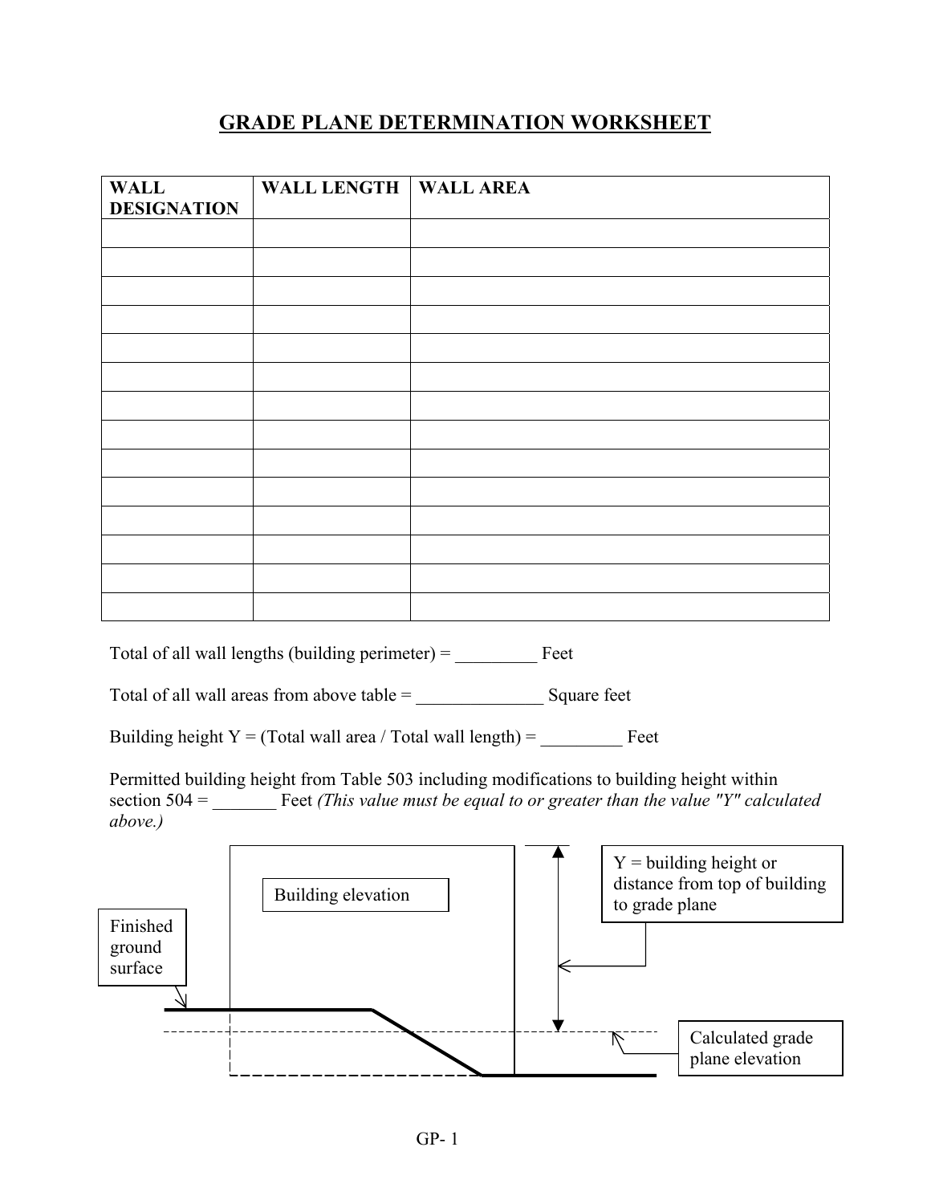# GRADE PLANE DETERMINATION WORKSHEET

| WALL DESIGNATION | WALL LENGTH | WALL AREA |
|---|---|---|
| | | |
| | | |
| | | |
| | | |
| | | |
| | | |
| | | |
| | | |
| | | |
| | | |
| | | |
| | | |
| | | |
| | | |

Total of all wall lengths (building perimeter) = _________ Feet

Total of all wall areas from above table = ______________ Square feet

Building height Y = (Total wall area / Total wall length) = _________ Feet

Permitted building height from Table 503 including modifications to building height within section 504 = _______ Feet *(This value must be equal to or greater than the value "Y" calculated above.)*

Building elevation

Finished ground surface

Y = building height or distance from top of building to grade plane

Calculated grade plane elevation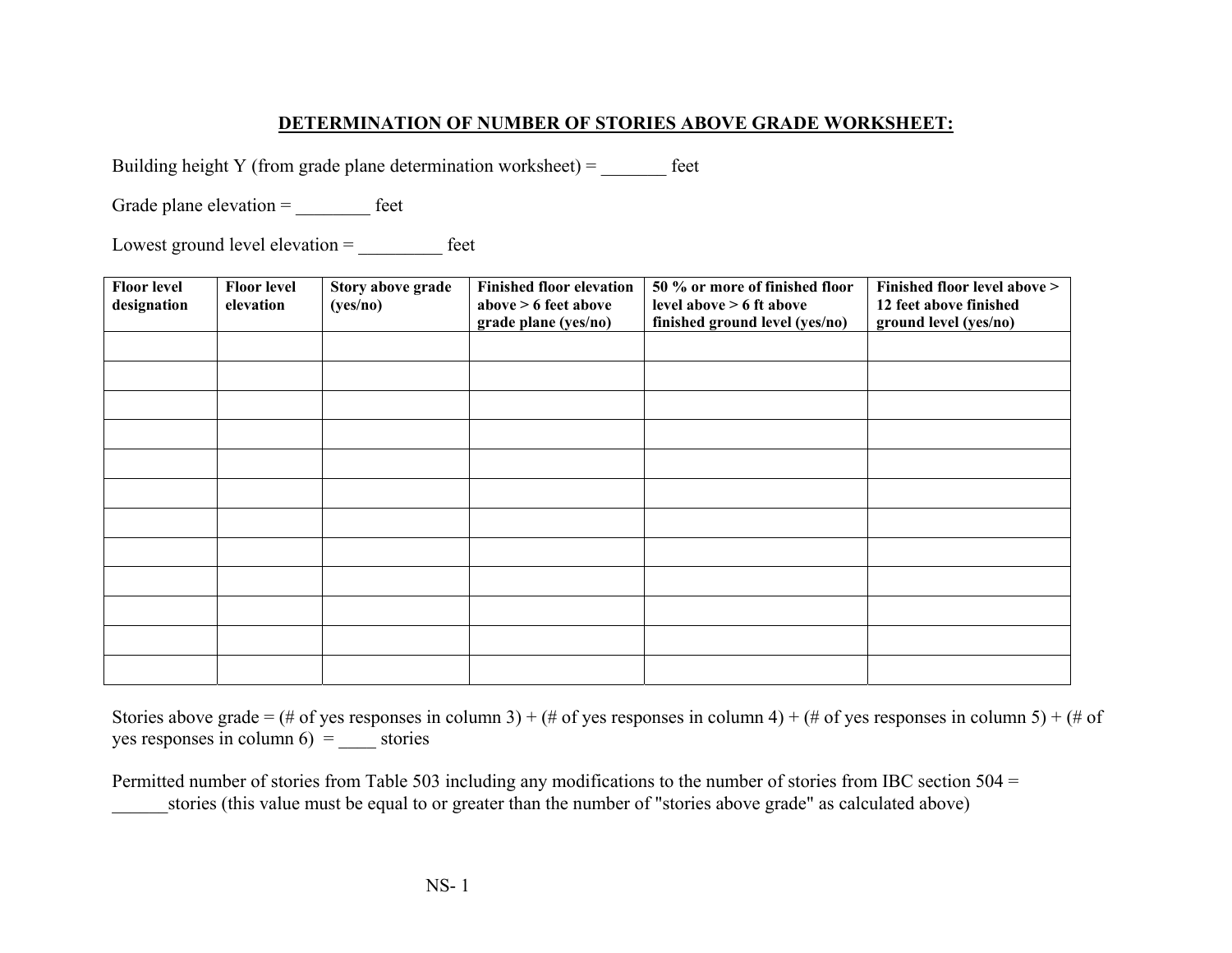## DETERMINATION OF NUMBER OF STORIES ABOVE GRADE WORKSHEET:

Building height Y (from grade plane determination worksheet) = _______ feet

Grade plane elevation = ________ feet

Lowest ground level elevation = _________ feet

| Floor level designation | Floor level elevation | Story above grade (yes/no) | Finished floor elevation above > 6 feet above grade plane (yes/no) | 50 % or more of finished floor level above > 6 ft above finished ground level (yes/no) | Finished floor level above > 12 feet above finished ground level (yes/no) |
|---|---|---|---|---|---|
| | | | | | |
| | | | | | |
| | | | | | |
| | | | | | |
| | | | | | |
| | | | | | |
| | | | | | |
| | | | | | |
| | | | | | |
| | | | | | |
| | | | | | |
| | | | | | |

Stories above grade = (# of yes responses in column 3) + (# of yes responses in column 4) + (# of yes responses in column 5) + (# of yes responses in column 6) = ____ stories

Permitted number of stories from Table 503 including any modifications to the number of stories from IBC section 504 = ______stories (this value must be equal to or greater than the number of "stories above grade" as calculated above)

NS- 1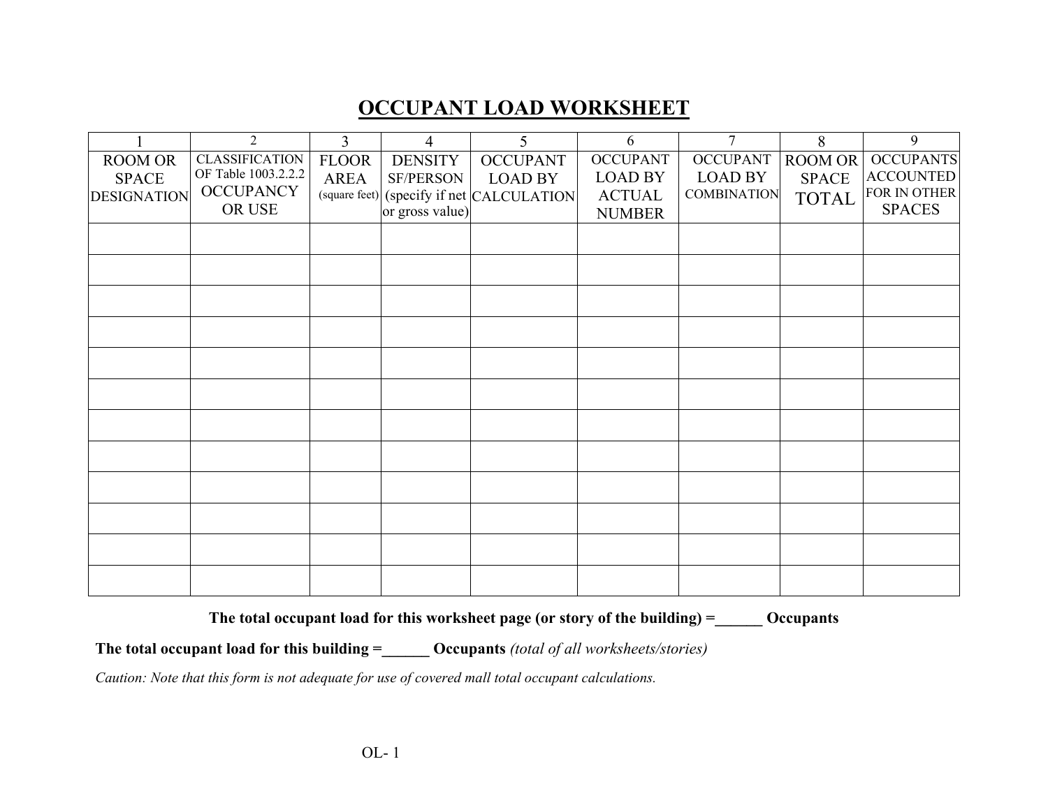# OCCUPANT LOAD WORKSHEET

| 1 | 2 | 3 | 4 | 5 | 6 | 7 | 8 | 9 |
|---|---|---|---|---|---|---|---|---|
| ROOM OR SPACE DESIGNATION | CLASSIFICATION OF Table 1003.2.2.2 OCCUPANCY OR USE | FLOOR AREA (square feet) | DENSITY SF/PERSON (specify if net or gross value) | OCCUPANT LOAD BY CALCULATION | OCCUPANT LOAD BY ACTUAL NUMBER | OCCUPANT LOAD BY COMBINATION | ROOM OR SPACE TOTAL | OCCUPANTS ACCOUNTED FOR IN OTHER SPACES |
| | | | | | | | | |
| | | | | | | | | |
| | | | | | | | | |
| | | | | | | | | |
| | | | | | | | | |
| | | | | | | | | |
| | | | | | | | | |
| | | | | | | | | |
| | | | | | | | | |
| | | | | | | | | |
| | | | | | | | | |
| | | | | | | | | |

**The total occupant load for this worksheet page (or story of the building) =______ Occupants**

**The total occupant load for this building =______ Occupants** *(total of all worksheets/stories)*

*Caution: Note that this form is not adequate for use of covered mall total occupant calculations.*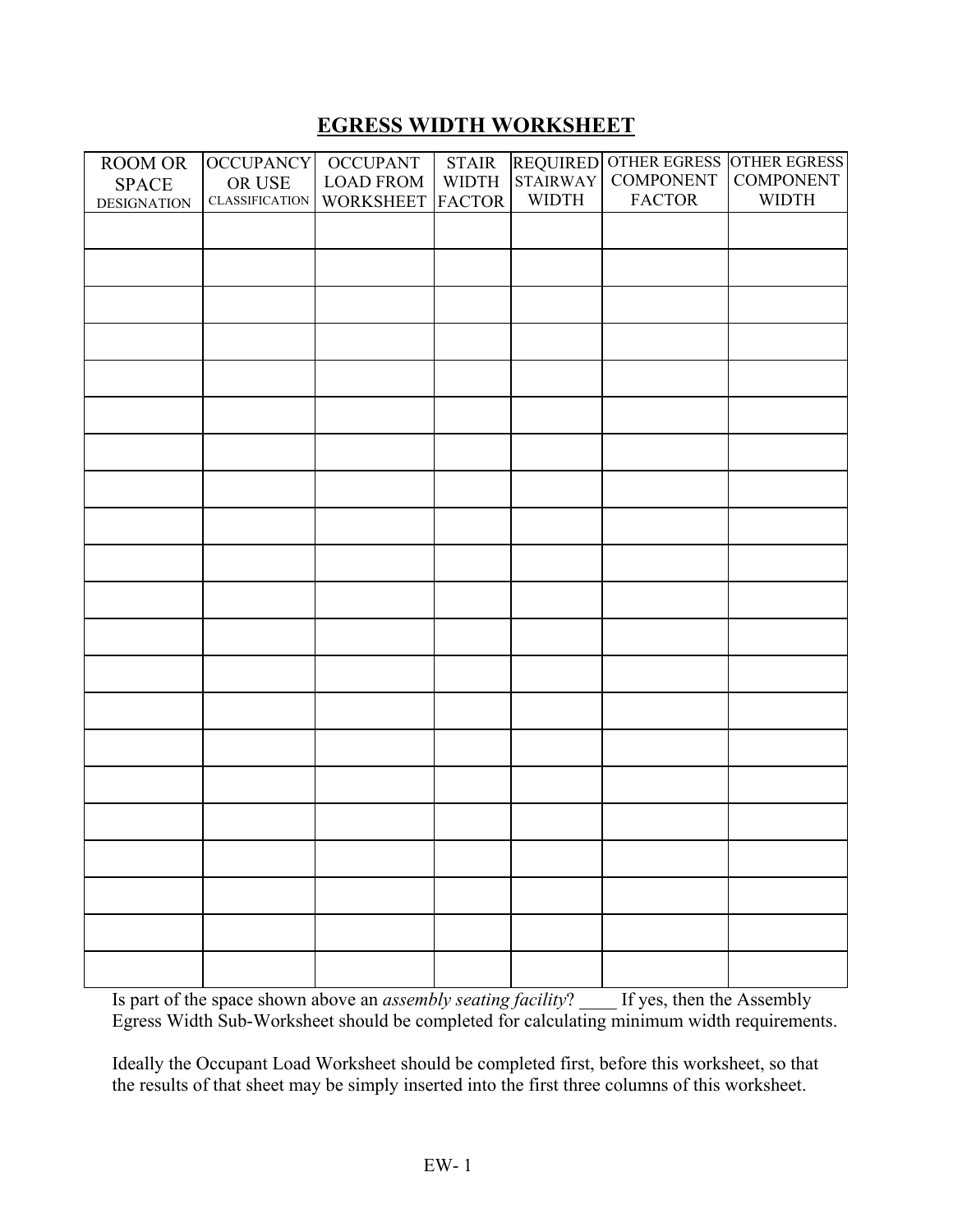# EGRESS WIDTH WORKSHEET

| ROOM OR SPACE DESIGNATION | OCCUPANCY OR USE CLASSIFICATION | OCCUPANT LOAD FROM WORKSHEET | STAIR WIDTH FACTOR | REQUIRED STAIRWAY WIDTH | OTHER EGRESS COMPONENT FACTOR | OTHER EGRESS COMPONENT WIDTH |
|---|---|---|---|---|---|---|
| | | | | | | |
| | | | | | | |
| | | | | | | |
| | | | | | | |
| | | | | | | |
| | | | | | | |
| | | | | | | |
| | | | | | | |
| | | | | | | |
| | | | | | | |
| | | | | | | |
| | | | | | | |
| | | | | | | |
| | | | | | | |
| | | | | | | |
| | | | | | | |
| | | | | | | |
| | | | | | | |
| | | | | | | |
| | | | | | | |
| | | | | | | |

Is part of the space shown above an *assembly seating facility*? ____ If yes, then the Assembly Egress Width Sub-Worksheet should be completed for calculating minimum width requirements.

Ideally the Occupant Load Worksheet should be completed first, before this worksheet, so that the results of that sheet may be simply inserted into the first three columns of this worksheet.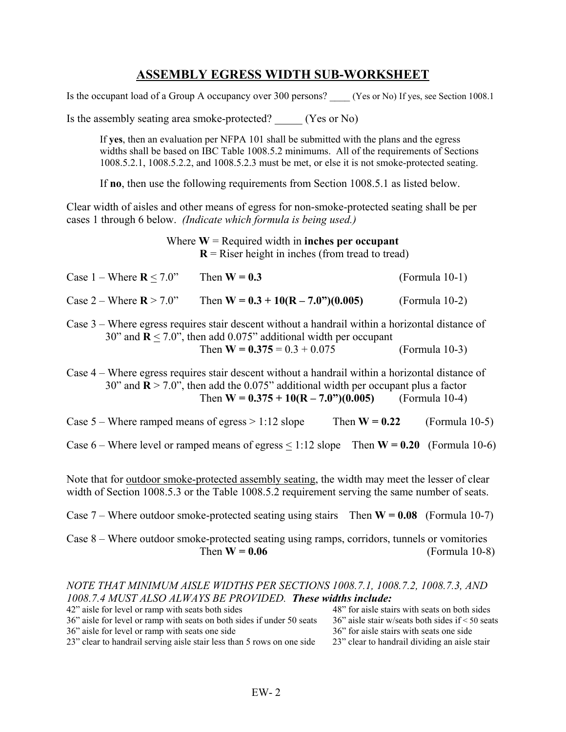# ASSEMBLY EGRESS WIDTH SUB-WORKSHEET

Is the occupant load of a Group A occupancy over 300 persons? ____ (Yes or No) If yes, see Section 1008.1

Is the assembly seating area smoke-protected? _____ (Yes or No)

> If **yes**, then an evaluation per NFPA 101 shall be submitted with the plans and the egress widths shall be based on IBC Table 1008.5.2 minimums. All of the requirements of Sections 1008.5.2.1, 1008.5.2.2, and 1008.5.2.3 must be met, or else it is not smoke-protected seating.
>
> If **no**, then use the following requirements from Section 1008.5.1 as listed below.

Clear width of aisles and other means of egress for non-smoke-protected seating shall be per cases 1 through 6 below. *(Indicate which formula is being used.)*

Where **W** = Required width in **inches per occupant**
**R** = Riser height in inches (from tread to tread)

Case 1 – Where $R \leq 7.0$" Then $W = 0.3$ (Formula 10-1)

Case 2 – Where $R > 7.0$" Then $W = 0.3 + 10(R - 7.0")(0.005)$ (Formula 10-2)

Case 3 – Where egress requires stair descent without a handrail within a horizontal distance of 30" and $R \leq 7.0$", then add 0.075" additional width per occupant
Then $W = 0.375 = 0.3 + 0.075$ (Formula 10-3)

Case 4 – Where egress requires stair descent without a handrail within a horizontal distance of 30" and $R > 7.0$", then add the 0.075" additional width per occupant plus a factor
Then $W = 0.375 + 10(R - 7.0")(0.005)$ (Formula 10-4)

Case 5 – Where ramped means of egress > 1:12 slope Then $W = 0.22$ (Formula 10-5)

Case 6 – Where level or ramped means of egress ≤ 1:12 slope Then $W = 0.20$ (Formula 10-6)

Note that for <u>outdoor smoke-protected assembly seating</u>, the width may meet the lesser of clear width of Section 1008.5.3 or the Table 1008.5.2 requirement serving the same number of seats.

Case 7 – Where outdoor smoke-protected seating using stairs Then $W = 0.08$ (Formula 10-7)

Case 8 – Where outdoor smoke-protected seating using ramps, corridors, tunnels or vomitories
Then $W = 0.06$ (Formula 10-8)

*NOTE THAT MINIMUM AISLE WIDTHS PER SECTIONS 1008.7.1, 1008.7.2, 1008.7.3, AND 1008.7.4 MUST ALSO ALWAYS BE PROVIDED.* ***These widths include:***

- 42" aisle for level or ramp with seats both sides
- 36" aisle for level or ramp with seats on both sides if under 50 seats
- 36" aisle for level or ramp with seats one side
- 23" clear to handrail serving aisle stair less than 5 rows on one side
- 48" for aisle stairs with seats on both sides
- 36" aisle stair w/seats both sides if < 50 seats
- 36" for aisle stairs with seats one side
- 23" clear to handrail dividing an aisle stair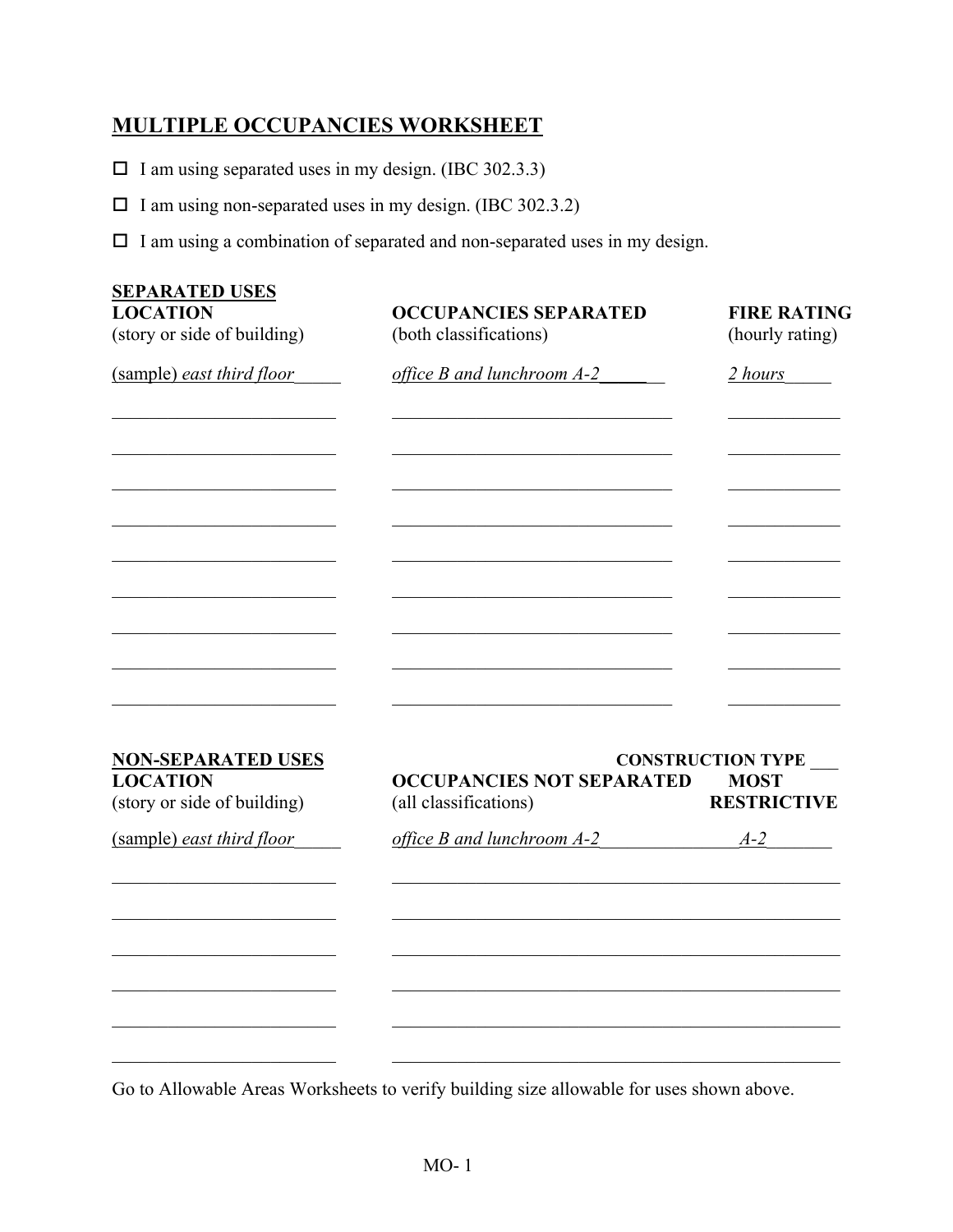# MULTIPLE OCCUPANCIES WORKSHEET

- ☐ I am using separated uses in my design. (IBC 302.3.3)
- ☐ I am using non-separated uses in my design. (IBC 302.3.2)
- ☐ I am using a combination of separated and non-separated uses in my design.

**SEPARATED USES**

| **LOCATION** (story or side of building) | **OCCUPANCIES SEPARATED** (both classifications) | **FIRE RATING** (hourly rating) |
|---|---|---|
| (sample) *east third floor* | *office B and lunchroom A-2* | *2 hours* |
| | | |
| | | |
| | | |
| | | |
| | | |
| | | |
| | | |
| | | |
| | | |

**NON-SEPARATED USES** **CONSTRUCTION TYPE** ___

| **LOCATION** (story or side of building) | **OCCUPANCIES NOT SEPARATED** (all classifications) | **MOST RESTRICTIVE** |
|---|---|---|
| (sample) *east third floor* | *office B and lunchroom A-2* | *A-2* |
| | | |
| | | |
| | | |
| | | |
| | | |
| | | |

Go to Allowable Areas Worksheets to verify building size allowable for uses shown above.

MO- 1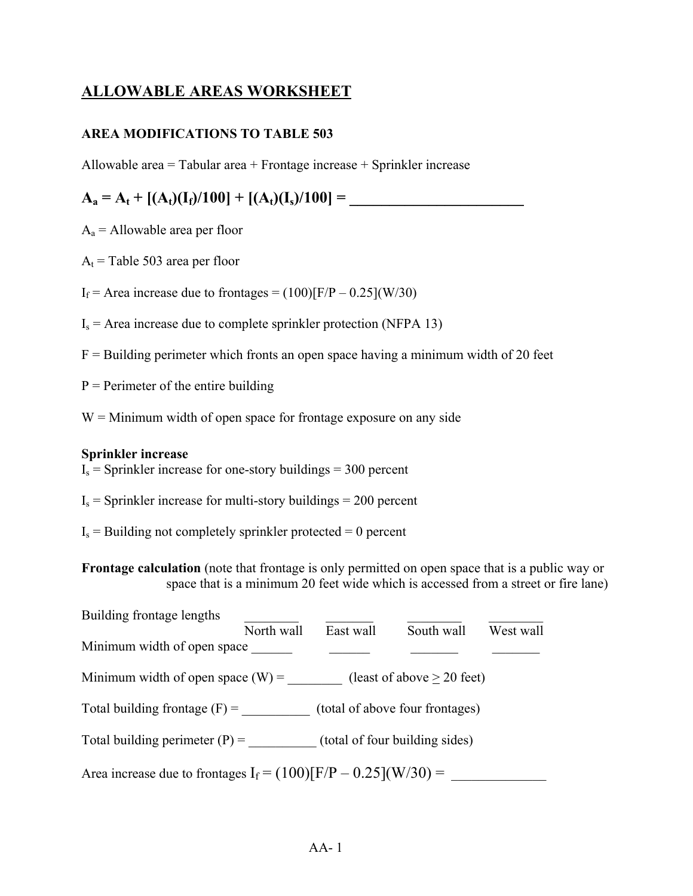# ALLOWABLE AREAS WORKSHEET

### AREA MODIFICATIONS TO TABLE 503

Allowable area = Tabular area + Frontage increase + Sprinkler increase

$$A_a = A_t + [(A_t)(I_f)/100] + [(A_t)(I_s)/100] = \underline{\hspace{6cm}}$$

$A_a$ = Allowable area per floor

$A_t$ = Table 503 area per floor

$I_f$ = Area increase due to frontages = (100)[F/P – 0.25](W/30)

$I_s$ = Area increase due to complete sprinkler protection (NFPA 13)

F = Building perimeter which fronts an open space having a minimum width of 20 feet

P = Perimeter of the entire building

W = Minimum width of open space for frontage exposure on any side

**Sprinkler increase**

$I_s$ = Sprinkler increase for one-story buildings = 300 percent

$I_s$ = Sprinkler increase for multi-story buildings = 200 percent

$I_s$ = Building not completely sprinkler protected = 0 percent

**Frontage calculation** (note that frontage is only permitted on open space that is a public way or space that is a minimum 20 feet wide which is accessed from a street or fire lane)

| | North wall | East wall | South wall | West wall |
|---|---|---|---|---|
| Building frontage lengths | ________ | ________ | ________ | ________ |
| Minimum width of open space | ______ | ______ | _______ | _______ |

Minimum width of open space (W) = ________ (least of above ≥ 20 feet)

Total building frontage (F) = __________ (total of above four frontages)

Total building perimeter (P) = __________ (total of four building sides)

Area increase due to frontages $I_f$ = (100)[F/P – 0.25](W/30) = _____________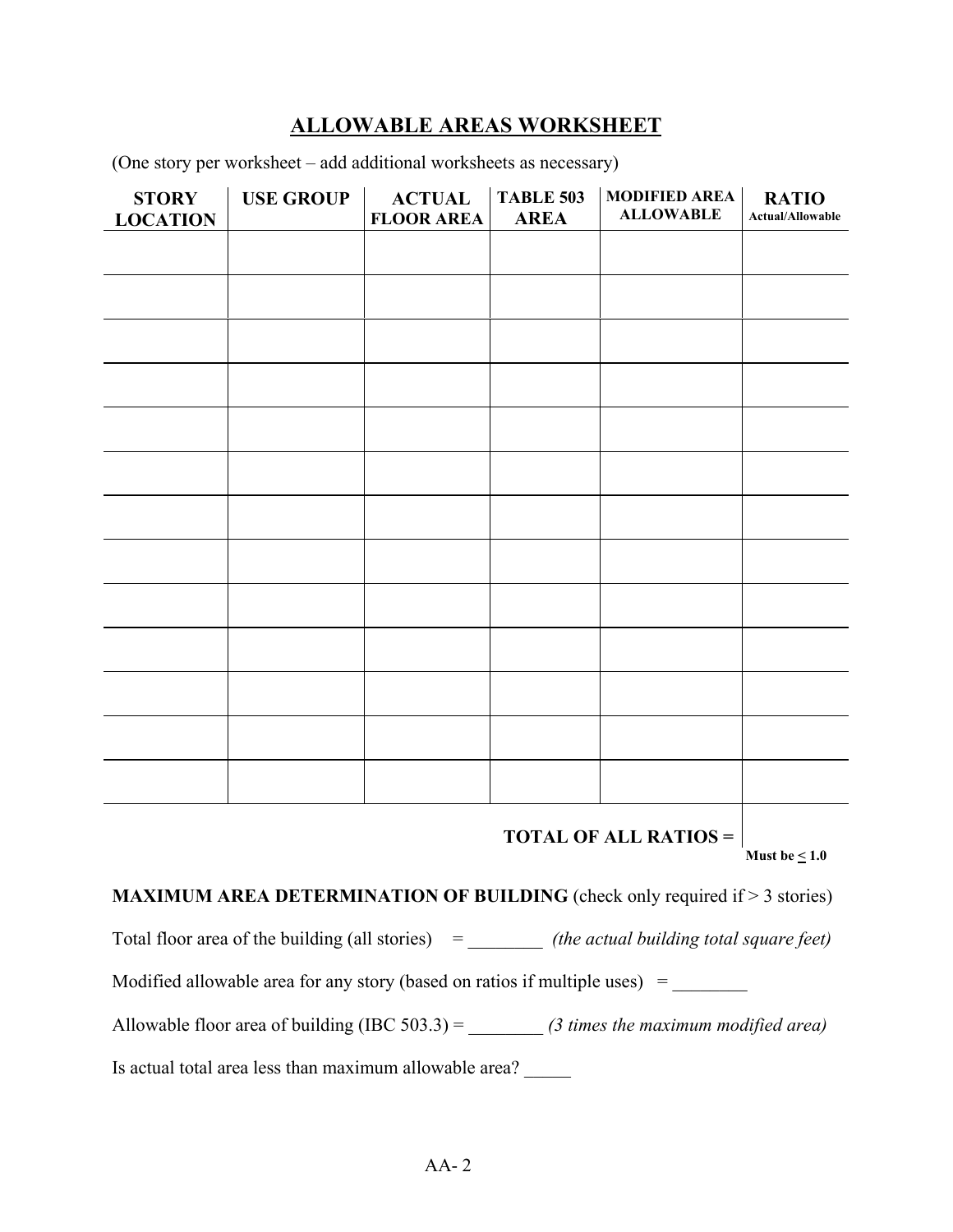# ALLOWABLE AREAS WORKSHEET

(One story per worksheet – add additional worksheets as necessary)

| STORY LOCATION | USE GROUP | ACTUAL FLOOR AREA | TABLE 503 AREA | MODIFIED AREA ALLOWABLE | RATIO Actual/Allowable |
|---|---|---|---|---|---|
| | | | | | |
| | | | | | |
| | | | | | |
| | | | | | |
| | | | | | |
| | | | | | |
| | | | | | |
| | | | | | |
| | | | | | |
| | | | | | |
| | | | | | |
| | | | | | |
| | | | | | |
| | | | | **TOTAL OF ALL RATIOS =** | Must be ≤ 1.0 |

**MAXIMUM AREA DETERMINATION OF BUILDING** (check only required if > 3 stories)

Total floor area of the building (all stories) = ________ *(the actual building total square feet)*

Modified allowable area for any story (based on ratios if multiple uses) = ________

Allowable floor area of building (IBC 503.3) = ________ *(3 times the maximum modified area)*

Is actual total area less than maximum allowable area? _____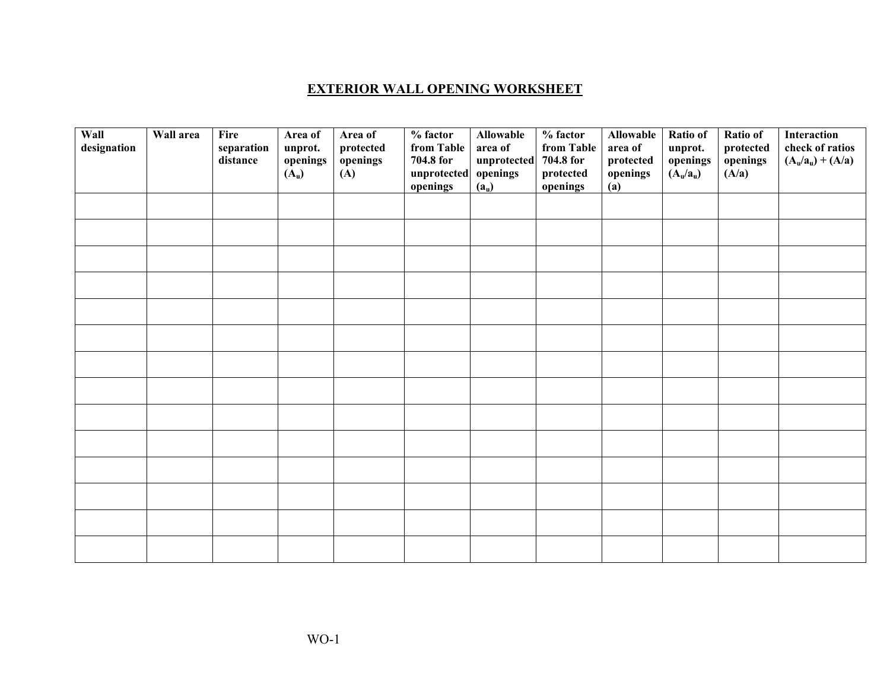## EXTERIOR WALL OPENING WORKSHEET

| Wall designation | Wall area | Fire separation distance | Area of unprot. openings ($A_u$) | Area of protected openings (A) | % factor from Table 704.8 for unprotected openings | Allowable area of unprotected openings ($a_u$) | % factor from Table 704.8 for protected openings | Allowable area of protected openings (a) | Ratio of unprot. openings ($A_u/a_u$) | Ratio of protected openings (A/a) | Interaction check of ratios $(A_u/a_u) + (A/a)$ |
|---|---|---|---|---|---|---|---|---|---|---|---|
| | | | | | | | | | | | |
| | | | | | | | | | | | |
| | | | | | | | | | | | |
| | | | | | | | | | | | |
| | | | | | | | | | | | |
| | | | | | | | | | | | |
| | | | | | | | | | | | |
| | | | | | | | | | | | |
| | | | | | | | | | | | |
| | | | | | | | | | | | |
| | | | | | | | | | | | |
| | | | | | | | | | | | |
| | | | | | | | | | | | |
| | | | | | | | | | | | |

WO-1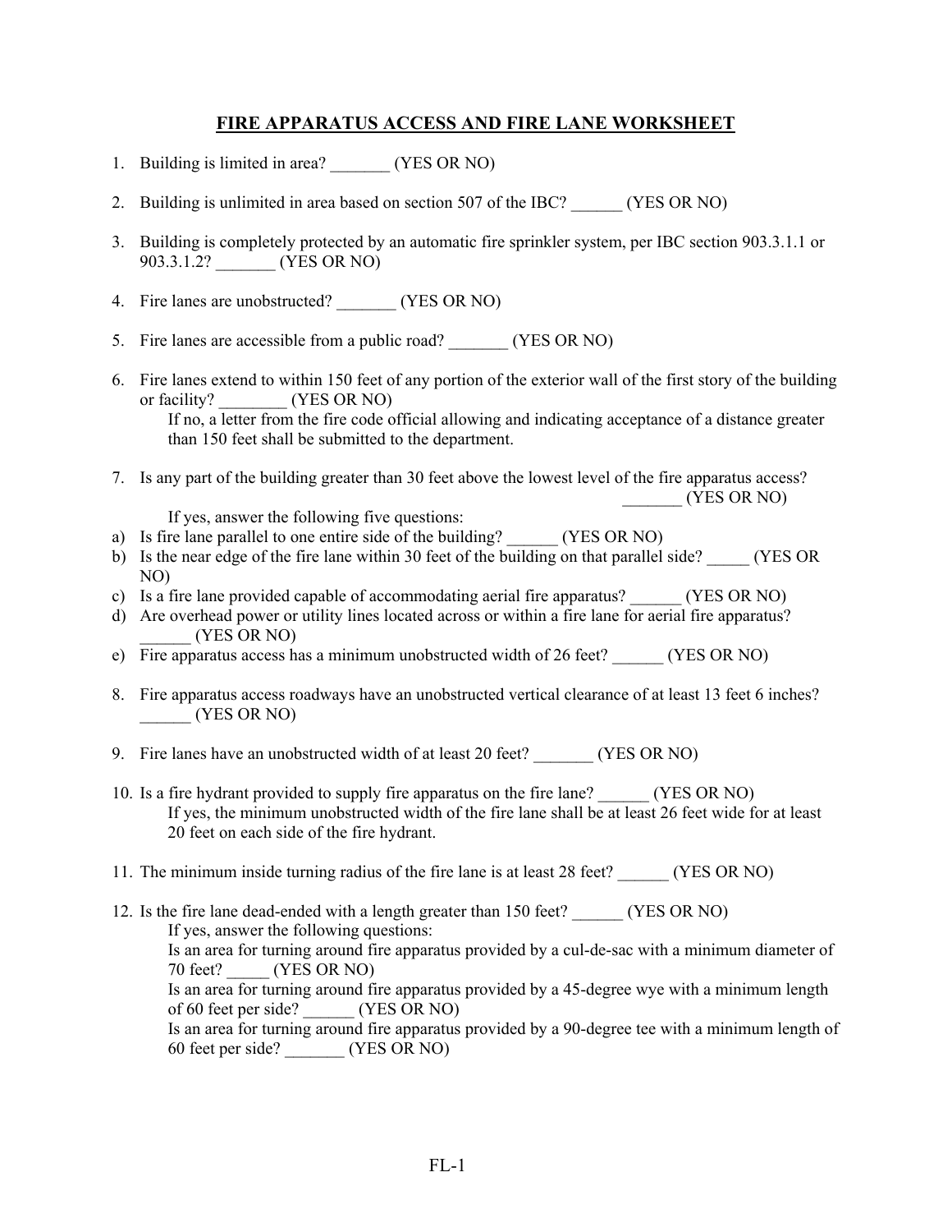# FIRE APPARATUS ACCESS AND FIRE LANE WORKSHEET

1. Building is limited in area? _______ (YES OR NO)

2. Building is unlimited in area based on section 507 of the IBC? ______ (YES OR NO)

3. Building is completely protected by an automatic fire sprinkler system, per IBC section 903.3.1.1 or 903.3.1.2? _______ (YES OR NO)

4. Fire lanes are unobstructed? _______ (YES OR NO)

5. Fire lanes are accessible from a public road? _______ (YES OR NO)

6. Fire lanes extend to within 150 feet of any portion of the exterior wall of the first story of the building or facility? ________ (YES OR NO)

   If no, a letter from the fire code official allowing and indicating acceptance of a distance greater than 150 feet shall be submitted to the department.

7. Is any part of the building greater than 30 feet above the lowest level of the fire apparatus access? _______ (YES OR NO)

   If yes, answer the following five questions:

a) Is fire lane parallel to one entire side of the building? ______ (YES OR NO)
b) Is the near edge of the fire lane within 30 feet of the building on that parallel side? _____ (YES OR NO)
c) Is a fire lane provided capable of accommodating aerial fire apparatus? ______ (YES OR NO)
d) Are overhead power or utility lines located across or within a fire lane for aerial fire apparatus? ______ (YES OR NO)
e) Fire apparatus access has a minimum unobstructed width of 26 feet? ______ (YES OR NO)

8. Fire apparatus access roadways have an unobstructed vertical clearance of at least 13 feet 6 inches? ______ (YES OR NO)

9. Fire lanes have an unobstructed width of at least 20 feet? _______ (YES OR NO)

10. Is a fire hydrant provided to supply fire apparatus on the fire lane? ______ (YES OR NO)

    If yes, the minimum unobstructed width of the fire lane shall be at least 26 feet wide for at least 20 feet on each side of the fire hydrant.

11. The minimum inside turning radius of the fire lane is at least 28 feet? ______ (YES OR NO)

12. Is the fire lane dead-ended with a length greater than 150 feet? ______ (YES OR NO)

    If yes, answer the following questions:

    Is an area for turning around fire apparatus provided by a cul-de-sac with a minimum diameter of 70 feet? _____ (YES OR NO)

    Is an area for turning around fire apparatus provided by a 45-degree wye with a minimum length of 60 feet per side? ______ (YES OR NO)

    Is an area for turning around fire apparatus provided by a 90-degree tee with a minimum length of 60 feet per side? _______ (YES OR NO)

FL-1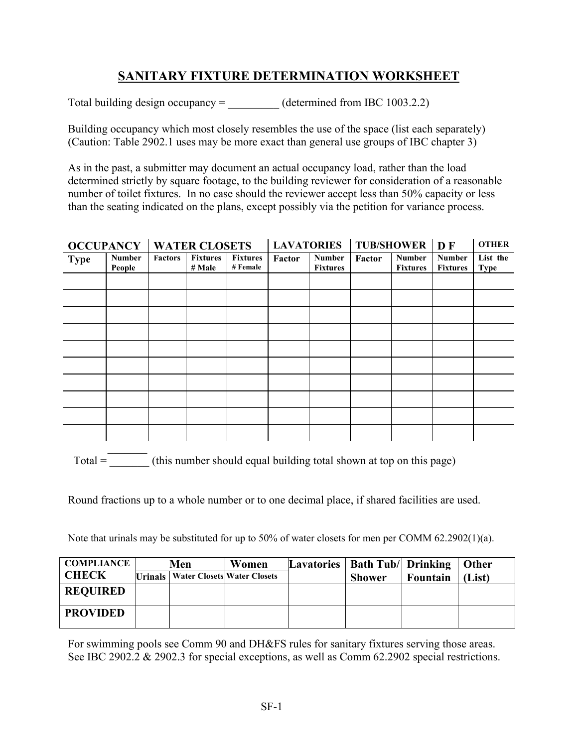# SANITARY FIXTURE DETERMINATION WORKSHEET

Total building design occupancy = _________ (determined from IBC 1003.2.2)

Building occupancy which most closely resembles the use of the space (list each separately) (Caution: Table 2902.1 uses may be more exact than general use groups of IBC chapter 3)

As in the past, a submitter may document an actual occupancy load, rather than the load determined strictly by square footage, to the building reviewer for consideration of a reasonable number of toilet fixtures. In no case should the reviewer accept less than 50% capacity or less than the seating indicated on the plans, except possibly via the petition for variance process.

| OCCUPANCY | | WATER CLOSETS | | | LAVATORIES | | TUB/SHOWER | | D F | OTHER |
|---|---|---|---|---|---|---|---|---|---|---|
| Type | Number People | Factors | Fixtures # Male | Fixtures # Female | Factor | Number Fixtures | Factor | Number Fixtures | Number Fixtures | List the Type |
| | | | | | | | | | | |
| | | | | | | | | | | |
| | | | | | | | | | | |
| | | | | | | | | | | |
| | | | | | | | | | | |
| | | | | | | | | | | |
| | | | | | | | | | | |
| | | | | | | | | | | |
| | | | | | | | | | | |
| | | | | | | | | | | |

Total = _______ (this number should equal building total shown at top on this page)

Round fractions up to a whole number or to one decimal place, if shared facilities are used.

Note that urinals may be substituted for up to 50% of water closets for men per COMM 62.2902(1)(a).

| COMPLIANCE CHECK | Men | | Women | Lavatories | Bath Tub/ Shower | Drinking Fountain | Other (List) |
|---|---|---|---|---|---|---|---|
| | Urinals | Water Closets | Water Closets | | | | |
| REQUIRED | | | | | | | |
| PROVIDED | | | | | | | |

For swimming pools see Comm 90 and DH&FS rules for sanitary fixtures serving those areas. See IBC 2902.2 & 2902.3 for special exceptions, as well as Comm 62.2902 special restrictions.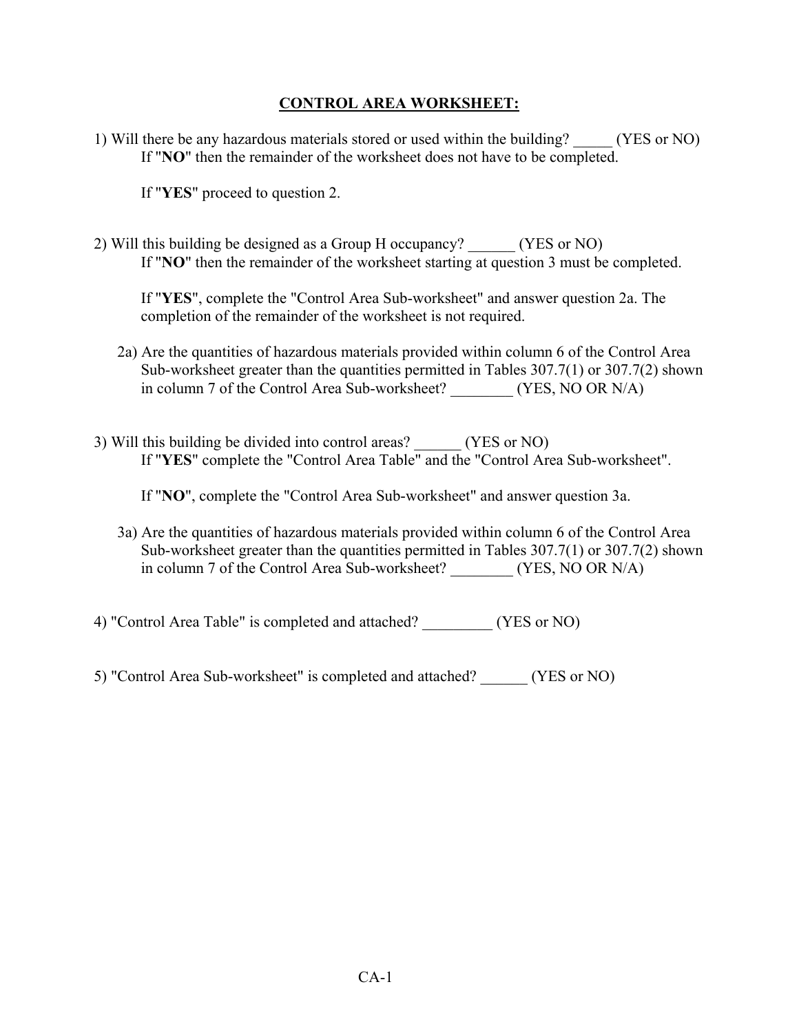## CONTROL AREA WORKSHEET:

1) Will there be any hazardous materials stored or used within the building? _____ (YES or NO)
   If "**NO**" then the remainder of the worksheet does not have to be completed.

   If "**YES**" proceed to question 2.

2) Will this building be designed as a Group H occupancy? ______ (YES or NO)
   If "**NO**" then the remainder of the worksheet starting at question 3 must be completed.

   If "**YES**", complete the "Control Area Sub-worksheet" and answer question 2a. The completion of the remainder of the worksheet is not required.

   2a) Are the quantities of hazardous materials provided within column 6 of the Control Area Sub-worksheet greater than the quantities permitted in Tables 307.7(1) or 307.7(2) shown in column 7 of the Control Area Sub-worksheet? ________ (YES, NO OR N/A)

3) Will this building be divided into control areas? ______ (YES or NO)
   If "**YES**" complete the "Control Area Table" and the "Control Area Sub-worksheet".

   If "**NO**", complete the "Control Area Sub-worksheet" and answer question 3a.

   3a) Are the quantities of hazardous materials provided within column 6 of the Control Area Sub-worksheet greater than the quantities permitted in Tables 307.7(1) or 307.7(2) shown in column 7 of the Control Area Sub-worksheet? ________ (YES, NO OR N/A)

4) "Control Area Table" is completed and attached? _________ (YES or NO)

5) "Control Area Sub-worksheet" is completed and attached? ______ (YES or NO)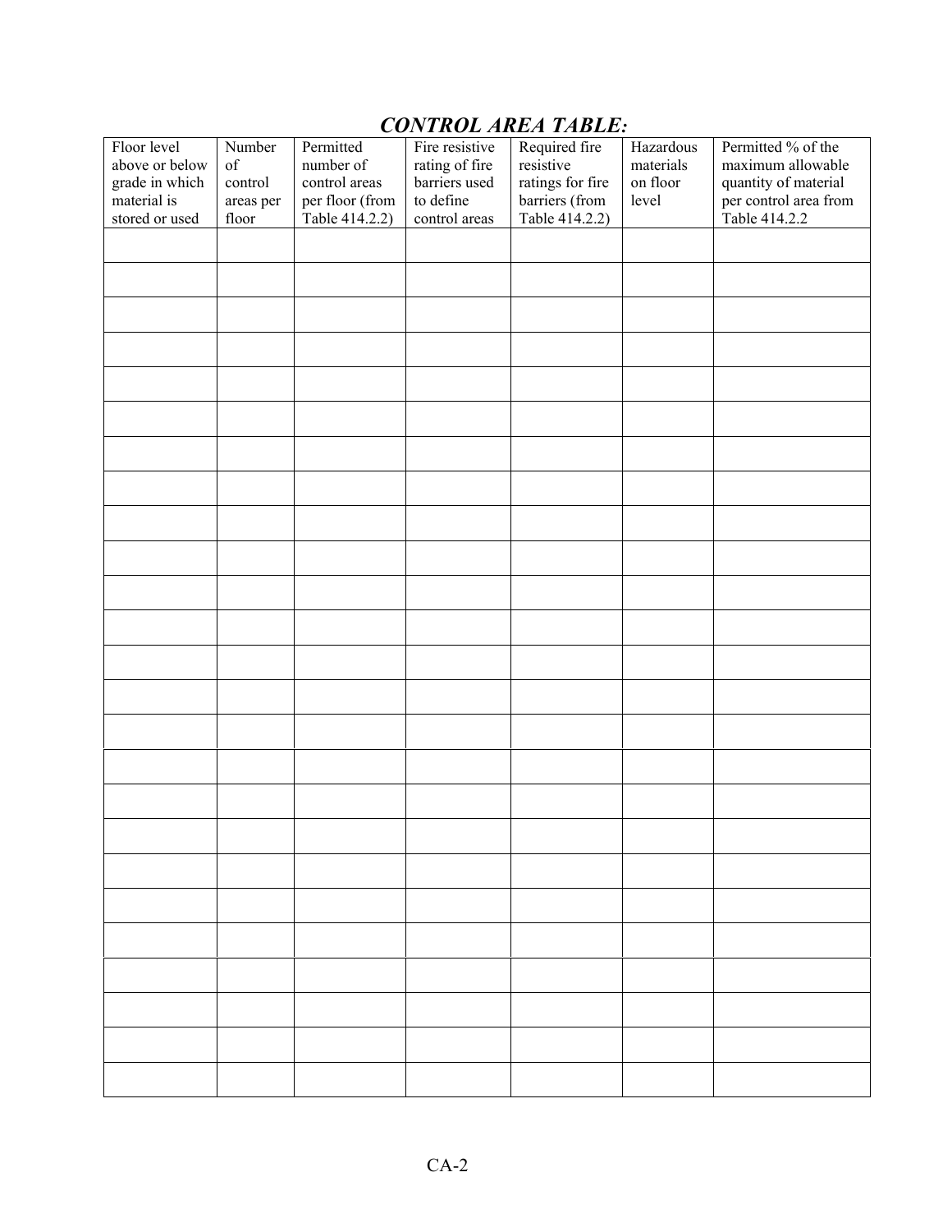## ***CONTROL AREA TABLE:***

| Floor level above or below grade in which material is stored or used | Number of control areas per floor | Permitted number of control areas per floor (from Table 414.2.2) | Fire resistive rating of fire barriers used to define control areas | Required fire resistive ratings for fire barriers (from Table 414.2.2) | Hazardous materials on floor level | Permitted % of the maximum allowable quantity of material per control area from Table 414.2.2 |
|---|---|---|---|---|---|---|
| | | | | | | |
| | | | | | | |
| | | | | | | |
| | | | | | | |
| | | | | | | |
| | | | | | | |
| | | | | | | |
| | | | | | | |
| | | | | | | |
| | | | | | | |
| | | | | | | |
| | | | | | | |
| | | | | | | |
| | | | | | | |
| | | | | | | |
| | | | | | | |
| | | | | | | |
| | | | | | | |
| | | | | | | |
| | | | | | | |
| | | | | | | |
| | | | | | | |
| | | | | | | |
| | | | | | | |
| | | | | | | |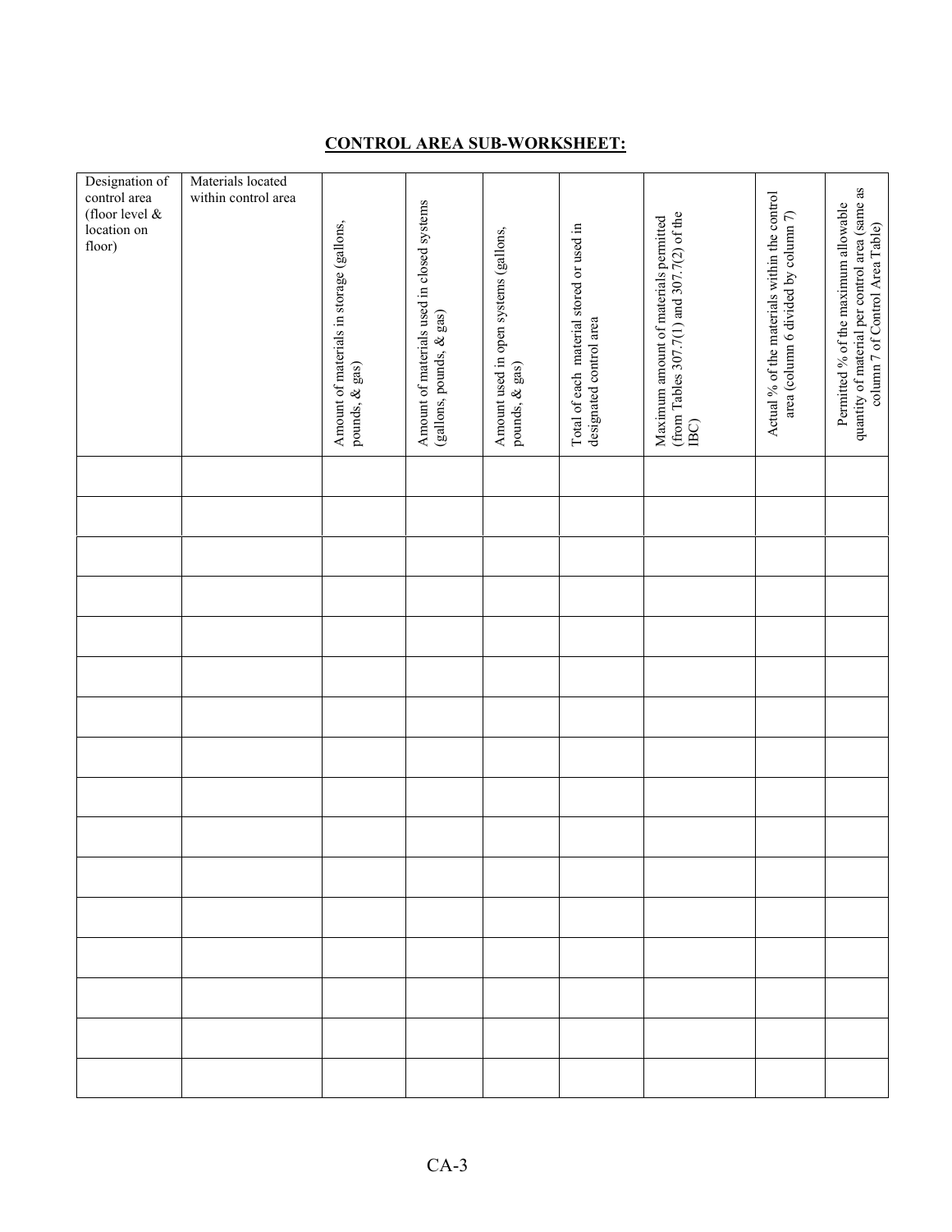## CONTROL AREA SUB-WORKSHEET:

| Designation of control area (floor level & location on floor) | Materials located within control area | Amount of materials in storage (gallons, pounds, & gas) | Amount of materials used in closed systems (gallons, pounds, & gas) | Amount used in open systems (gallons, pounds, & gas) | Total of each material stored or used in designated control area | Maximum amount of materials permitted (from Tables 307.7(1) and 307.7(2) of the IBC) | Actual % of the materials within the control area (column 6 divided by column 7) | Permitted % of the maximum allowable quantity of material per control area (same as column 7 of Control Area Table) |
|---|---|---|---|---|---|---|---|---|
| | | | | | | | | |
| | | | | | | | | |
| | | | | | | | | |
| | | | | | | | | |
| | | | | | | | | |
| | | | | | | | | |
| | | | | | | | | |
| | | | | | | | | |
| | | | | | | | | |
| | | | | | | | | |
| | | | | | | | | |
| | | | | | | | | |
| | | | | | | | | |
| | | | | | | | | |
| | | | | | | | | |
| | | | | | | | | |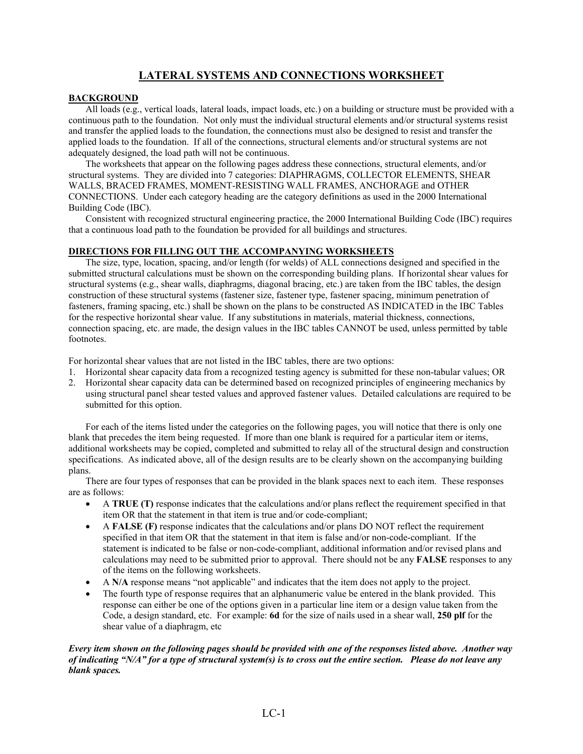# LATERAL SYSTEMS AND CONNECTIONS WORKSHEET

## BACKGROUND

All loads (e.g., vertical loads, lateral loads, impact loads, etc.) on a building or structure must be provided with a continuous path to the foundation. Not only must the individual structural elements and/or structural systems resist and transfer the applied loads to the foundation, the connections must also be designed to resist and transfer the applied loads to the foundation. If all of the connections, structural elements and/or structural systems are not adequately designed, the load path will not be continuous.

The worksheets that appear on the following pages address these connections, structural elements, and/or structural systems. They are divided into 7 categories: DIAPHRAGMS, COLLECTOR ELEMENTS, SHEAR WALLS, BRACED FRAMES, MOMENT-RESISTING WALL FRAMES, ANCHORAGE and OTHER CONNECTIONS. Under each category heading are the category definitions as used in the 2000 International Building Code (IBC).

Consistent with recognized structural engineering practice, the 2000 International Building Code (IBC) requires that a continuous load path to the foundation be provided for all buildings and structures.

## DIRECTIONS FOR FILLING OUT THE ACCOMPANYING WORKSHEETS

The size, type, location, spacing, and/or length (for welds) of ALL connections designed and specified in the submitted structural calculations must be shown on the corresponding building plans. If horizontal shear values for structural systems (e.g., shear walls, diaphragms, diagonal bracing, etc.) are taken from the IBC tables, the design construction of these structural systems (fastener size, fastener type, fastener spacing, minimum penetration of fasteners, framing spacing, etc.) shall be shown on the plans to be constructed AS INDICATED in the IBC Tables for the respective horizontal shear value. If any substitutions in materials, material thickness, connections, connection spacing, etc. are made, the design values in the IBC tables CANNOT be used, unless permitted by table footnotes.

For horizontal shear values that are not listed in the IBC tables, there are two options:

1. Horizontal shear capacity data from a recognized testing agency is submitted for these non-tabular values; OR
2. Horizontal shear capacity data can be determined based on recognized principles of engineering mechanics by using structural panel shear tested values and approved fastener values. Detailed calculations are required to be submitted for this option.

For each of the items listed under the categories on the following pages, you will notice that there is only one blank that precedes the item being requested. If more than one blank is required for a particular item or items, additional worksheets may be copied, completed and submitted to relay all of the structural design and construction specifications. As indicated above, all of the design results are to be clearly shown on the accompanying building plans.

There are four types of responses that can be provided in the blank spaces next to each item. These responses are as follows:

- A **TRUE (T)** response indicates that the calculations and/or plans reflect the requirement specified in that item OR that the statement in that item is true and/or code-compliant;
- A **FALSE (F)** response indicates that the calculations and/or plans DO NOT reflect the requirement specified in that item OR that the statement in that item is false and/or non-code-compliant. If the statement is indicated to be false or non-code-compliant, additional information and/or revised plans and calculations may need to be submitted prior to approval. There should not be any **FALSE** responses to any of the items on the following worksheets.
- A **N/A** response means "not applicable" and indicates that the item does not apply to the project.
- The fourth type of response requires that an alphanumeric value be entered in the blank provided. This response can either be one of the options given in a particular line item or a design value taken from the Code, a design standard, etc. For example: **6d** for the size of nails used in a shear wall, **250 plf** for the shear value of a diaphragm, etc

***Every item shown on the following pages should be provided with one of the responses listed above. Another way of indicating "N/A" for a type of structural system(s) is to cross out the entire section. Please do not leave any blank spaces.***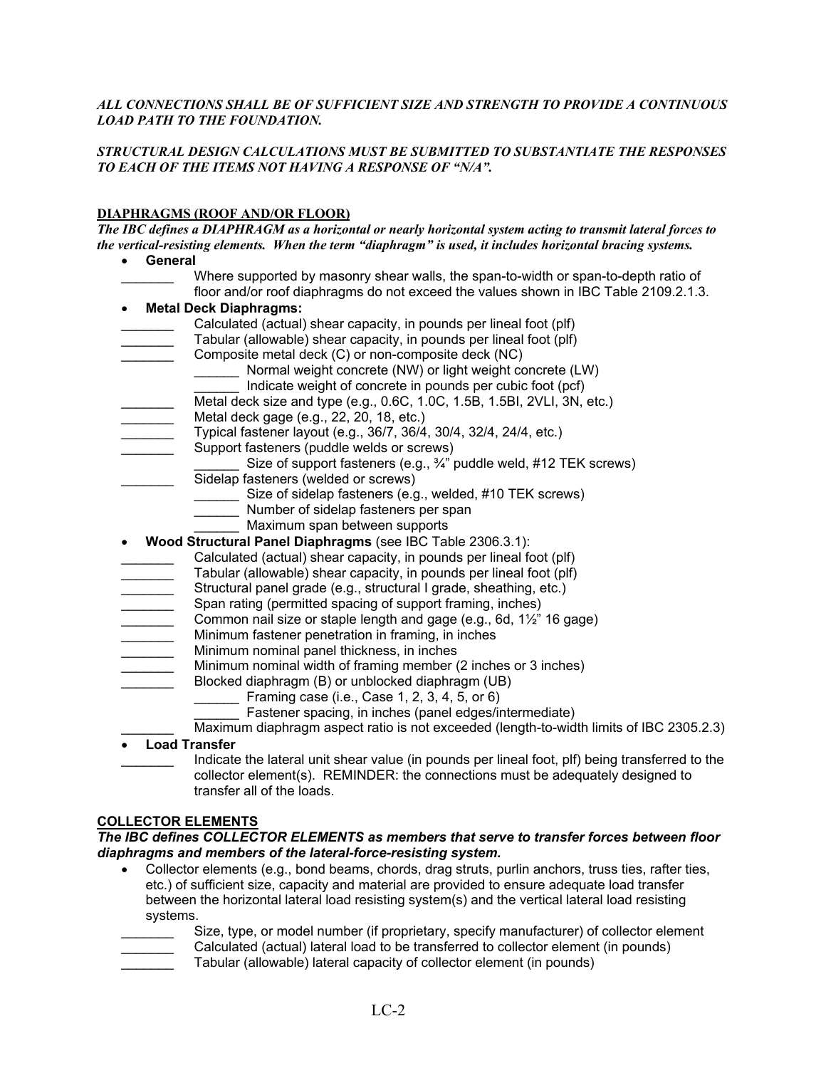***ALL CONNECTIONS SHALL BE OF SUFFICIENT SIZE AND STRENGTH TO PROVIDE A CONTINUOUS LOAD PATH TO THE FOUNDATION.***

***STRUCTURAL DESIGN CALCULATIONS MUST BE SUBMITTED TO SUBSTANTIATE THE RESPONSES TO EACH OF THE ITEMS NOT HAVING A RESPONSE OF "N/A".***

**DIAPHRAGMS (ROOF AND/OR FLOOR)**

***The IBC defines a DIAPHRAGM as a horizontal or nearly horizontal system acting to transmit lateral forces to the vertical-resisting elements. When the term "diaphragm" is used, it includes horizontal bracing systems.***

- **General**
  - _______ Where supported by masonry shear walls, the span-to-width or span-to-depth ratio of floor and/or roof diaphragms do not exceed the values shown in IBC Table 2109.2.1.3.
- **Metal Deck Diaphragms:**
  - _______ Calculated (actual) shear capacity, in pounds per lineal foot (plf)
  - _______ Tabular (allowable) shear capacity, in pounds per lineal foot (plf)
  - _______ Composite metal deck (C) or non-composite deck (NC)
    - ______ Normal weight concrete (NW) or light weight concrete (LW)
    - ______ Indicate weight of concrete in pounds per cubic foot (pcf)
  - _______ Metal deck size and type (e.g., 0.6C, 1.0C, 1.5B, 1.5BI, 2VLI, 3N, etc.)
  - _______ Metal deck gage (e.g., 22, 20, 18, etc.)
  - _______ Typical fastener layout (e.g., 36/7, 36/4, 30/4, 32/4, 24/4, etc.)
  - _______ Support fasteners (puddle welds or screws)
    - ______ Size of support fasteners (e.g., ¾" puddle weld, #12 TEK screws)
  - _______ Sidelap fasteners (welded or screws)
    - ______ Size of sidelap fasteners (e.g., welded, #10 TEK screws)
    - ______ Number of sidelap fasteners per span
    - ______ Maximum span between supports
- **Wood Structural Panel Diaphragms** (see IBC Table 2306.3.1):
  - _______ Calculated (actual) shear capacity, in pounds per lineal foot (plf)
  - _______ Tabular (allowable) shear capacity, in pounds per lineal foot (plf)
  - _______ Structural panel grade (e.g., structural I grade, sheathing, etc.)
  - _______ Span rating (permitted spacing of support framing, inches)
  - _______ Common nail size or staple length and gage (e.g., 6d, 1½" 16 gage)
  - _______ Minimum fastener penetration in framing, in inches
  - _______ Minimum nominal panel thickness, in inches
  - _______ Minimum nominal width of framing member (2 inches or 3 inches)
  - _______ Blocked diaphragm (B) or unblocked diaphragm (UB)
    - ______ Framing case (i.e., Case 1, 2, 3, 4, 5, or 6)
    - ______ Fastener spacing, in inches (panel edges/intermediate)
  - _______ Maximum diaphragm aspect ratio is not exceeded (length-to-width limits of IBC 2305.2.3)
- **Load Transfer**
  - _______ Indicate the lateral unit shear value (in pounds per lineal foot, plf) being transferred to the collector element(s). REMINDER: the connections must be adequately designed to transfer all of the loads.

**COLLECTOR ELEMENTS**

***The IBC defines COLLECTOR ELEMENTS as members that serve to transfer forces between floor diaphragms and members of the lateral-force-resisting system.***

- Collector elements (e.g., bond beams, chords, drag struts, purlin anchors, truss ties, rafter ties, etc.) of sufficient size, capacity and material are provided to ensure adequate load transfer between the horizontal lateral load resisting system(s) and the vertical lateral load resisting systems.
  - _______ Size, type, or model number (if proprietary, specify manufacturer) of collector element
  - _______ Calculated (actual) lateral load to be transferred to collector element (in pounds)
  - _______ Tabular (allowable) lateral capacity of collector element (in pounds)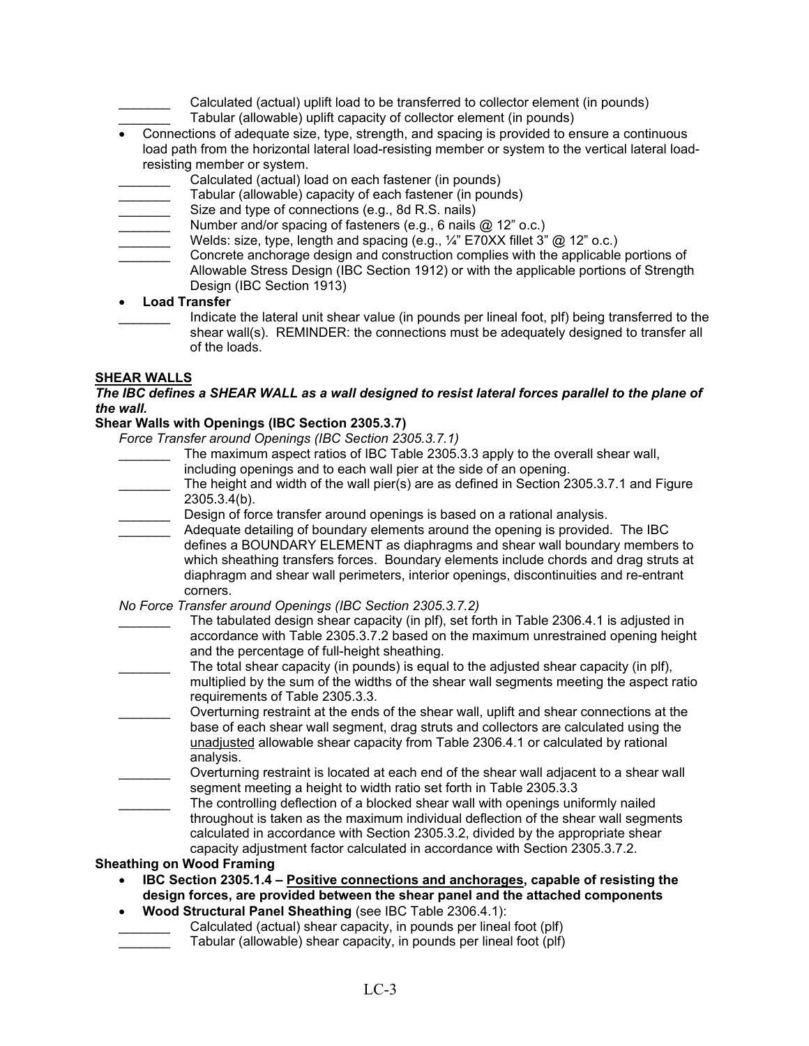_______ Calculated (actual) uplift load to be transferred to collector element (in pounds)

_______ Tabular (allowable) uplift capacity of collector element (in pounds)

- Connections of adequate size, type, strength, and spacing is provided to ensure a continuous load path from the horizontal lateral load-resisting member or system to the vertical lateral load-resisting member or system.

_______ Calculated (actual) load on each fastener (in pounds)

_______ Tabular (allowable) capacity of each fastener (in pounds)

_______ Size and type of connections (e.g., 8d R.S. nails)

_______ Number and/or spacing of fasteners (e.g., 6 nails @ 12" o.c.)

_______ Welds: size, type, length and spacing (e.g., ¼" E70XX fillet 3" @ 12" o.c.)

_______ Concrete anchorage design and construction complies with the applicable portions of Allowable Stress Design (IBC Section 1912) or with the applicable portions of Strength Design (IBC Section 1913)

- **Load Transfer**

_______ Indicate the lateral unit shear value (in pounds per lineal foot, plf) being transferred to the shear wall(s). REMINDER: the connections must be adequately designed to transfer all of the loads.

## SHEAR WALLS

***The IBC defines a SHEAR WALL as a wall designed to resist lateral forces parallel to the plane of the wall.***

### Shear Walls with Openings (IBC Section 2305.3.7)

*Force Transfer around Openings (IBC Section 2305.3.7.1)*

_______ The maximum aspect ratios of IBC Table 2305.3.3 apply to the overall shear wall, including openings and to each wall pier at the side of an opening.

_______ The height and width of the wall pier(s) are as defined in Section 2305.3.7.1 and Figure 2305.3.4(b).

_______ Design of force transfer around openings is based on a rational analysis.

_______ Adequate detailing of boundary elements around the opening is provided. The IBC defines a BOUNDARY ELEMENT as diaphragms and shear wall boundary members to which sheathing transfers forces. Boundary elements include chords and drag struts at diaphragm and shear wall perimeters, interior openings, discontinuities and re-entrant corners.

*No Force Transfer around Openings (IBC Section 2305.3.7.2)*

_______ The tabulated design shear capacity (in plf), set forth in Table 2306.4.1 is adjusted in accordance with Table 2305.3.7.2 based on the maximum unrestrained opening height and the percentage of full-height sheathing.

_______ The total shear capacity (in pounds) is equal to the adjusted shear capacity (in plf), multiplied by the sum of the widths of the shear wall segments meeting the aspect ratio requirements of Table 2305.3.3.

_______ Overturning restraint at the ends of the shear wall, uplift and shear connections at the base of each shear wall segment, drag struts and collectors are calculated using the unadjusted allowable shear capacity from Table 2306.4.1 or calculated by rational analysis.

_______ Overturning restraint is located at each end of the shear wall adjacent to a shear wall segment meeting a height to width ratio set forth in Table 2305.3.3

_______ The controlling deflection of a blocked shear wall with openings uniformly nailed throughout is taken as the maximum individual deflection of the shear wall segments calculated in accordance with Section 2305.3.2, divided by the appropriate shear capacity adjustment factor calculated in accordance with Section 2305.3.7.2.

### Sheathing on Wood Framing

- **IBC Section 2305.1.4 – Positive connections and anchorages, capable of resisting the design forces, are provided between the shear panel and the attached components**
- **Wood Structural Panel Sheathing** (see IBC Table 2306.4.1):

_______ Calculated (actual) shear capacity, in pounds per lineal foot (plf)

_______ Tabular (allowable) shear capacity, in pounds per lineal foot (plf)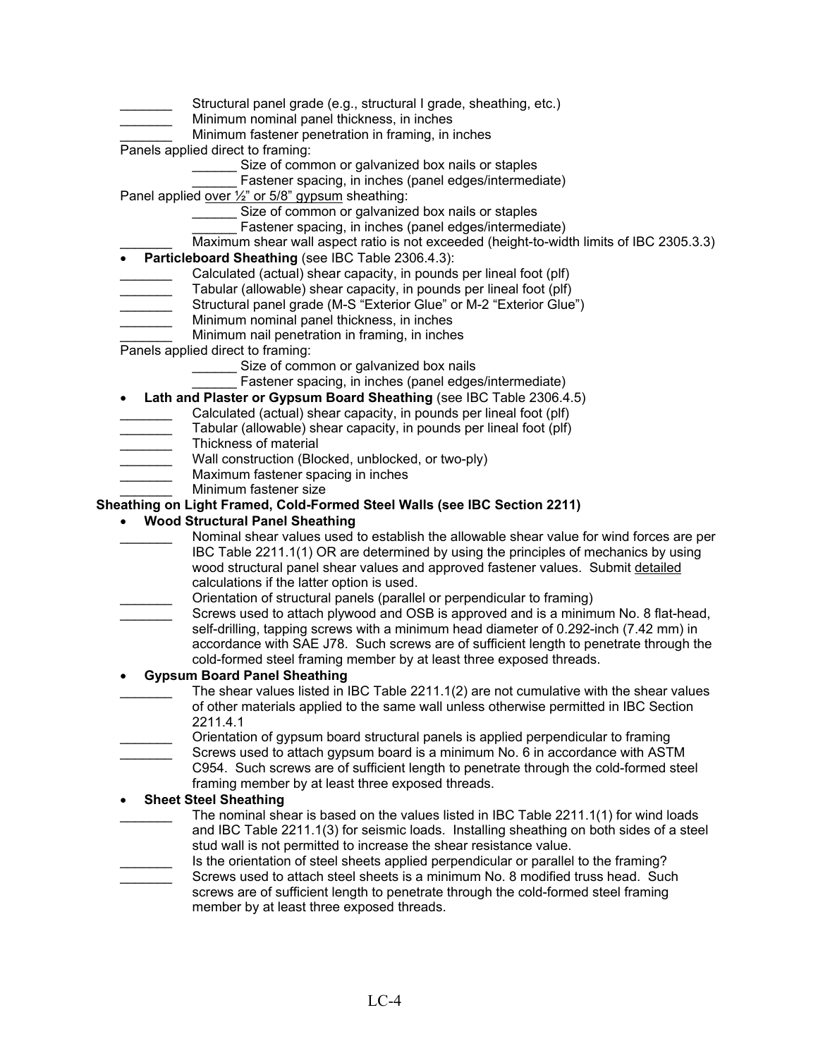_______ Structural panel grade (e.g., structural I grade, sheathing, etc.)
_______ Minimum nominal panel thickness, in inches
_______ Minimum fastener penetration in framing, in inches

Panels applied direct to framing:

______ Size of common or galvanized box nails or staples
______ Fastener spacing, in inches (panel edges/intermediate)

Panel applied over ½" or 5/8" gypsum sheathing:

______ Size of common or galvanized box nails or staples
______ Fastener spacing, in inches (panel edges/intermediate)

_______ Maximum shear wall aspect ratio is not exceeded (height-to-width limits of IBC 2305.3.3)

- **Particleboard Sheathing** (see IBC Table 2306.4.3):

_______ Calculated (actual) shear capacity, in pounds per lineal foot (plf)
_______ Tabular (allowable) shear capacity, in pounds per lineal foot (plf)
_______ Structural panel grade (M-S "Exterior Glue" or M-2 "Exterior Glue")
_______ Minimum nominal panel thickness, in inches
_______ Minimum nail penetration in framing, in inches

Panels applied direct to framing:

______ Size of common or galvanized box nails
______ Fastener spacing, in inches (panel edges/intermediate)

- **Lath and Plaster or Gypsum Board Sheathing** (see IBC Table 2306.4.5)

_______ Calculated (actual) shear capacity, in pounds per lineal foot (plf)
_______ Tabular (allowable) shear capacity, in pounds per lineal foot (plf)
_______ Thickness of material
_______ Wall construction (Blocked, unblocked, or two-ply)
_______ Maximum fastener spacing in inches
_______ Minimum fastener size

**Sheathing on Light Framed, Cold-Formed Steel Walls (see IBC Section 2211)**

- **Wood Structural Panel Sheathing**

_______ Nominal shear values used to establish the allowable shear value for wind forces are per IBC Table 2211.1(1) OR are determined by using the principles of mechanics by using wood structural panel shear values and approved fastener values. Submit detailed calculations if the latter option is used.
_______ Orientation of structural panels (parallel or perpendicular to framing)
_______ Screws used to attach plywood and OSB is approved and is a minimum No. 8 flat-head, self-drilling, tapping screws with a minimum head diameter of 0.292-inch (7.42 mm) in accordance with SAE J78. Such screws are of sufficient length to penetrate through the cold-formed steel framing member by at least three exposed threads.

- **Gypsum Board Panel Sheathing**

_______ The shear values listed in IBC Table 2211.1(2) are not cumulative with the shear values of other materials applied to the same wall unless otherwise permitted in IBC Section 2211.4.1
_______ Orientation of gypsum board structural panels is applied perpendicular to framing
_______ Screws used to attach gypsum board is a minimum No. 6 in accordance with ASTM C954. Such screws are of sufficient length to penetrate through the cold-formed steel framing member by at least three exposed threads.

- **Sheet Steel Sheathing**

_______ The nominal shear is based on the values listed in IBC Table 2211.1(1) for wind loads and IBC Table 2211.1(3) for seismic loads. Installing sheathing on both sides of a steel stud wall is not permitted to increase the shear resistance value.
_______ Is the orientation of steel sheets applied perpendicular or parallel to the framing?
_______ Screws used to attach steel sheets is a minimum No. 8 modified truss head. Such screws are of sufficient length to penetrate through the cold-formed steel framing member by at least three exposed threads.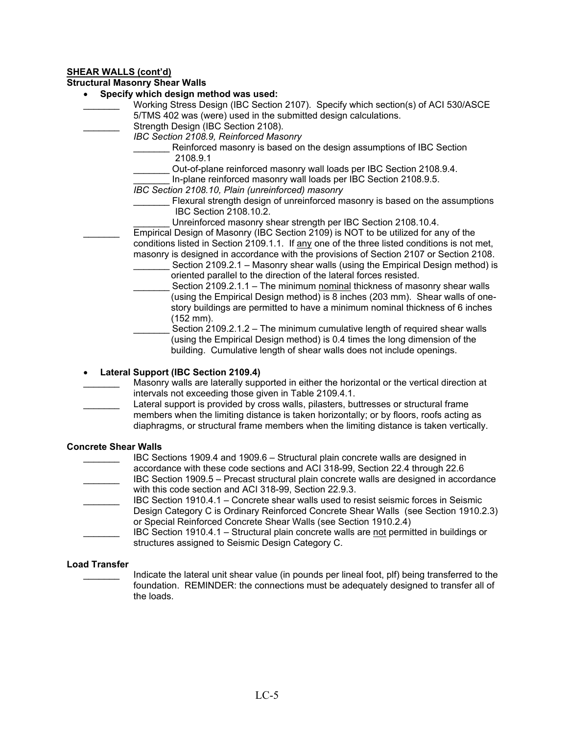**SHEAR WALLS (cont'd)**

**Structural Masonry Shear Walls**

- **Specify which design method was used:**

_______ Working Stress Design (IBC Section 2107). Specify which section(s) of ACI 530/ASCE 5/TMS 402 was (were) used in the submitted design calculations.

_______ Strength Design (IBC Section 2108).

*IBC Section 2108.9, Reinforced Masonry*

_______ Reinforced masonry is based on the design assumptions of IBC Section 2108.9.1

_______ Out-of-plane reinforced masonry wall loads per IBC Section 2108.9.4.

_______ In-plane reinforced masonry wall loads per IBC Section 2108.9.5.

*IBC Section 2108.10, Plain (unreinforced) masonry*

_______ Flexural strength design of unreinforced masonry is based on the assumptions IBC Section 2108.10.2.

_______ Unreinforced masonry shear strength per IBC Section 2108.10.4.

_______ Empirical Design of Masonry (IBC Section 2109) is NOT to be utilized for any of the conditions listed in Section 2109.1.1. If any one of the three listed conditions is not met, masonry is designed in accordance with the provisions of Section 2107 or Section 2108.

_______ Section 2109.2.1 – Masonry shear walls (using the Empirical Design method) is oriented parallel to the direction of the lateral forces resisted.

_______ Section 2109.2.1.1 – The minimum nominal thickness of masonry shear walls (using the Empirical Design method) is 8 inches (203 mm). Shear walls of one-story buildings are permitted to have a minimum nominal thickness of 6 inches (152 mm).

_______ Section 2109.2.1.2 – The minimum cumulative length of required shear walls (using the Empirical Design method) is 0.4 times the long dimension of the building. Cumulative length of shear walls does not include openings.

- **Lateral Support (IBC Section 2109.4)**

_______ Masonry walls are laterally supported in either the horizontal or the vertical direction at intervals not exceeding those given in Table 2109.4.1.

_______ Lateral support is provided by cross walls, pilasters, buttresses or structural frame members when the limiting distance is taken horizontally; or by floors, roofs acting as diaphragms, or structural frame members when the limiting distance is taken vertically.

**Concrete Shear Walls**

_______ IBC Sections 1909.4 and 1909.6 – Structural plain concrete walls are designed in accordance with these code sections and ACI 318-99, Section 22.4 through 22.6

_______ IBC Section 1909.5 – Precast structural plain concrete walls are designed in accordance with this code section and ACI 318-99, Section 22.9.3.

_______ IBC Section 1910.4.1 – Concrete shear walls used to resist seismic forces in Seismic Design Category C is Ordinary Reinforced Concrete Shear Walls (see Section 1910.2.3) or Special Reinforced Concrete Shear Walls (see Section 1910.2.4)

_______ IBC Section 1910.4.1 – Structural plain concrete walls are not permitted in buildings or structures assigned to Seismic Design Category C.

**Load Transfer**

_______ Indicate the lateral unit shear value (in pounds per lineal foot, plf) being transferred to the foundation. REMINDER: the connections must be adequately designed to transfer all of the loads.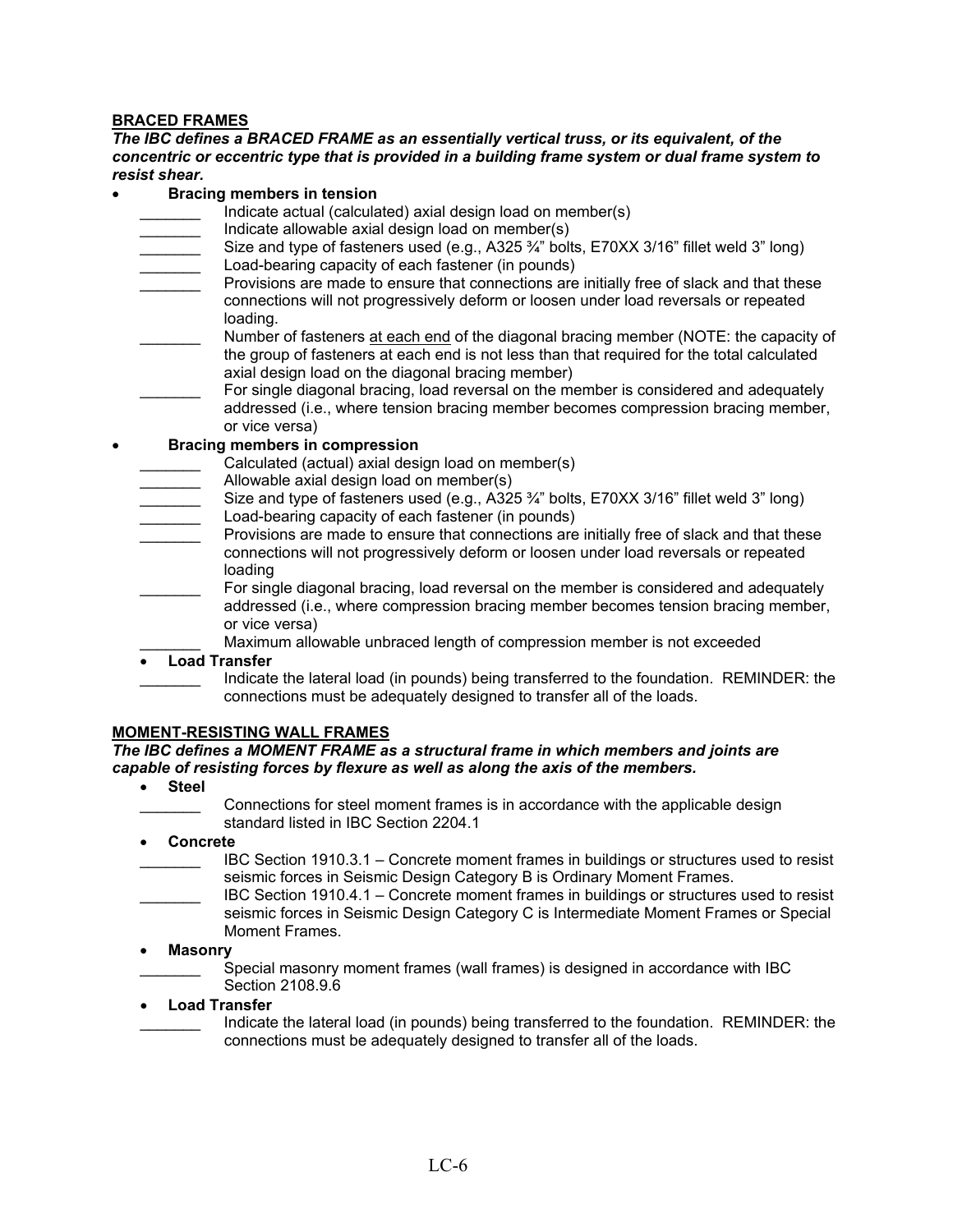## BRACED FRAMES

***The IBC defines a BRACED FRAME as an essentially vertical truss, or its equivalent, of the concentric or eccentric type that is provided in a building frame system or dual frame system to resist shear.***

- **Bracing members in tension**
  - _______ Indicate actual (calculated) axial design load on member(s)
  - _______ Indicate allowable axial design load on member(s)
  - _______ Size and type of fasteners used (e.g., A325 ¾" bolts, E70XX 3/16" fillet weld 3" long)
  - _______ Load-bearing capacity of each fastener (in pounds)
  - _______ Provisions are made to ensure that connections are initially free of slack and that these connections will not progressively deform or loosen under load reversals or repeated loading.
  - _______ Number of fasteners <u>at each end</u> of the diagonal bracing member (NOTE: the capacity of the group of fasteners at each end is not less than that required for the total calculated axial design load on the diagonal bracing member)
  - _______ For single diagonal bracing, load reversal on the member is considered and adequately addressed (i.e., where tension bracing member becomes compression bracing member, or vice versa)
- **Bracing members in compression**
  - _______ Calculated (actual) axial design load on member(s)
  - _______ Allowable axial design load on member(s)
  - _______ Size and type of fasteners used (e.g., A325 ¾" bolts, E70XX 3/16" fillet weld 3" long)
  - _______ Load-bearing capacity of each fastener (in pounds)
  - _______ Provisions are made to ensure that connections are initially free of slack and that these connections will not progressively deform or loosen under load reversals or repeated loading
  - _______ For single diagonal bracing, load reversal on the member is considered and adequately addressed (i.e., where compression bracing member becomes tension bracing member, or vice versa)
  - _______ Maximum allowable unbraced length of compression member is not exceeded
- **Load Transfer**
  - _______ Indicate the lateral load (in pounds) being transferred to the foundation. REMINDER: the connections must be adequately designed to transfer all of the loads.

## MOMENT-RESISTING WALL FRAMES

***The IBC defines a MOMENT FRAME as a structural frame in which members and joints are capable of resisting forces by flexure as well as along the axis of the members.***

- **Steel**
  - _______ Connections for steel moment frames is in accordance with the applicable design standard listed in IBC Section 2204.1
- **Concrete**
  - _______ IBC Section 1910.3.1 – Concrete moment frames in buildings or structures used to resist seismic forces in Seismic Design Category B is Ordinary Moment Frames.
  - _______ IBC Section 1910.4.1 – Concrete moment frames in buildings or structures used to resist seismic forces in Seismic Design Category C is Intermediate Moment Frames or Special Moment Frames.
- **Masonry**
  - _______ Special masonry moment frames (wall frames) is designed in accordance with IBC Section 2108.9.6
- **Load Transfer**
  - _______ Indicate the lateral load (in pounds) being transferred to the foundation. REMINDER: the connections must be adequately designed to transfer all of the loads.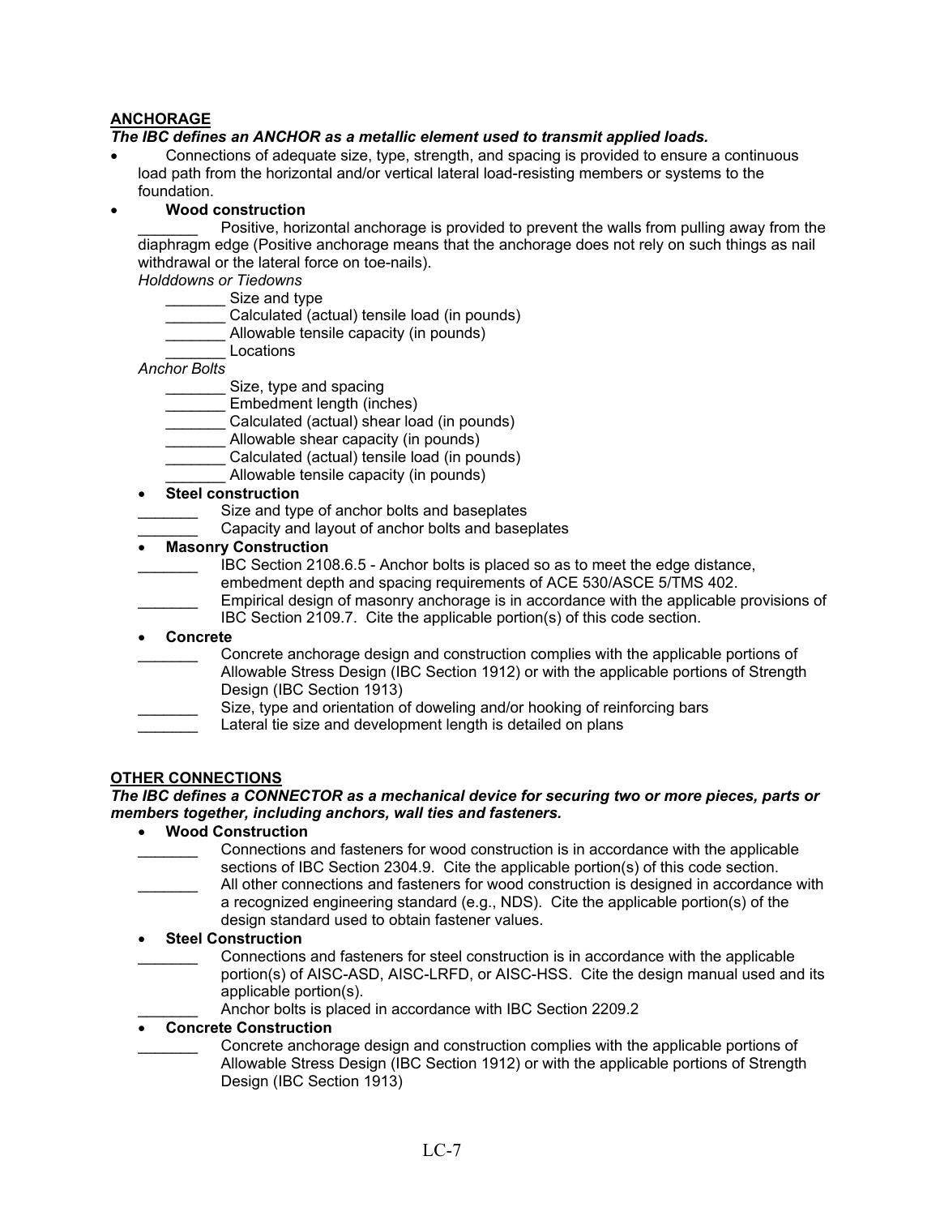**ANCHORAGE**

***The IBC defines an ANCHOR as a metallic element used to transmit applied loads.***

- Connections of adequate size, type, strength, and spacing is provided to ensure a continuous load path from the horizontal and/or vertical lateral load-resisting members or systems to the foundation.
- **Wood construction**

  _______ Positive, horizontal anchorage is provided to prevent the walls from pulling away from the diaphragm edge (Positive anchorage means that the anchorage does not rely on such things as nail withdrawal or the lateral force on toe-nails).

  *Holddowns or Tiedowns*

  _______ Size and type
  _______ Calculated (actual) tensile load (in pounds)
  _______ Allowable tensile capacity (in pounds)
  _______ Locations

  *Anchor Bolts*

  _______ Size, type and spacing
  _______ Embedment length (inches)
  _______ Calculated (actual) shear load (in pounds)
  _______ Allowable shear capacity (in pounds)
  _______ Calculated (actual) tensile load (in pounds)
  _______ Allowable tensile capacity (in pounds)

- **Steel construction**

  _______ Size and type of anchor bolts and baseplates
  _______ Capacity and layout of anchor bolts and baseplates

- **Masonry Construction**

  _______ IBC Section 2108.6.5 - Anchor bolts is placed so as to meet the edge distance, embedment depth and spacing requirements of ACE 530/ASCE 5/TMS 402.
  _______ Empirical design of masonry anchorage is in accordance with the applicable provisions of IBC Section 2109.7. Cite the applicable portion(s) of this code section.

- **Concrete**

  _______ Concrete anchorage design and construction complies with the applicable portions of Allowable Stress Design (IBC Section 1912) or with the applicable portions of Strength Design (IBC Section 1913)
  _______ Size, type and orientation of doweling and/or hooking of reinforcing bars
  _______ Lateral tie size and development length is detailed on plans

**OTHER CONNECTIONS**

***The IBC defines a CONNECTOR as a mechanical device for securing two or more pieces, parts or members together, including anchors, wall ties and fasteners.***

- **Wood Construction**

  _______ Connections and fasteners for wood construction is in accordance with the applicable sections of IBC Section 2304.9. Cite the applicable portion(s) of this code section.
  _______ All other connections and fasteners for wood construction is designed in accordance with a recognized engineering standard (e.g., NDS). Cite the applicable portion(s) of the design standard used to obtain fastener values.

- **Steel Construction**

  _______ Connections and fasteners for steel construction is in accordance with the applicable portion(s) of AISC-ASD, AISC-LRFD, or AISC-HSS. Cite the design manual used and its applicable portion(s).
  _______ Anchor bolts is placed in accordance with IBC Section 2209.2

- **Concrete Construction**

  _______ Concrete anchorage design and construction complies with the applicable portions of Allowable Stress Design (IBC Section 1912) or with the applicable portions of Strength Design (IBC Section 1913)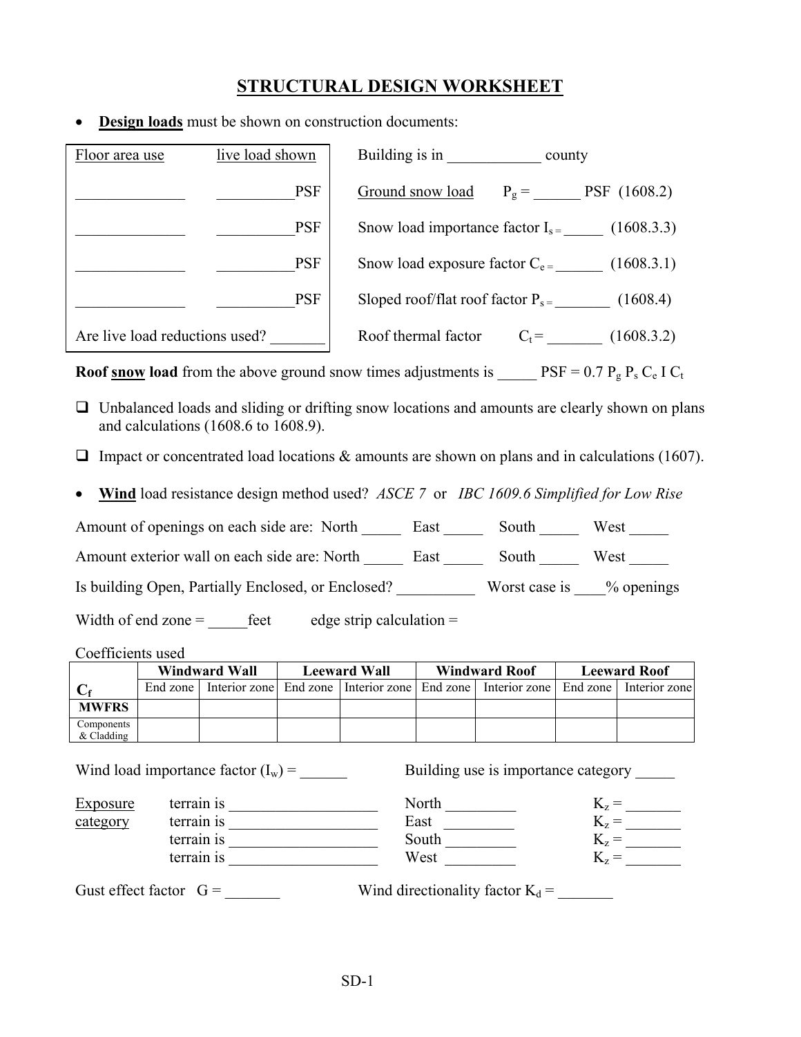# STRUCTURAL DESIGN WORKSHEET

- **Design loads** must be shown on construction documents:

| Floor area use | live load shown |
|---|---|
| ______________ | __________PSF |
| ______________ | __________PSF |
| ______________ | __________PSF |
| ______________ | __________PSF |
| Are live load reductions used? _______ | |

Building is in ____________ county

Ground snow load $P_g$ = ______ PSF (1608.2)

Snow load importance factor $I_s$ = _____ (1608.3.3)

Snow load exposure factor $C_e$ = ______ (1608.3.1)

Sloped roof/flat roof factor $P_s$ = _______ (1608.4)

Roof thermal factor $C_t$ = _______ (1608.3.2)

**Roof snow load** from the above ground snow times adjustments is _____ PSF = $0.7\ P_g\ P_s\ C_e\ I\ C_t$

- ❑ Unbalanced loads and sliding or drifting snow locations and amounts are clearly shown on plans and calculations (1608.6 to 1608.9).
- ❑ Impact or concentrated load locations & amounts are shown on plans and in calculations (1607).

- **Wind** load resistance design method used? *ASCE 7* or *IBC 1609.6 Simplified for Low Rise*

Amount of openings on each side are: North _____ East _____ South _____ West _____

Amount exterior wall on each side are: North _____ East _____ South _____ West _____

Is building Open, Partially Enclosed, or Enclosed? __________ Worst case is ____% openings

Width of end zone = _____feet edge strip calculation =

Coefficients used

| $C_f$ | Windward Wall | | Leeward Wall | | Windward Roof | | Leeward Roof | |
|---|---|---|---|---|---|---|---|---|
| | End zone | Interior zone | End zone | Interior zone | End zone | Interior zone | End zone | Interior zone |
| **MWFRS** | | | | | | | | |
| Components & Cladding | | | | | | | | |

Wind load importance factor ($I_w$) = ______ Building use is importance category _____

| Exposure category | terrain is ___________________ | North _________ | $K_z$ = _______ |
|---|---|---|---|
| | terrain is ___________________ | East _________ | $K_z$ = _______ |
| | terrain is ___________________ | South _________ | $K_z$ = _______ |
| | terrain is ___________________ | West _________ | $K_z$ = _______ |

Gust effect factor G = _______ Wind directionality factor $K_d$ = _______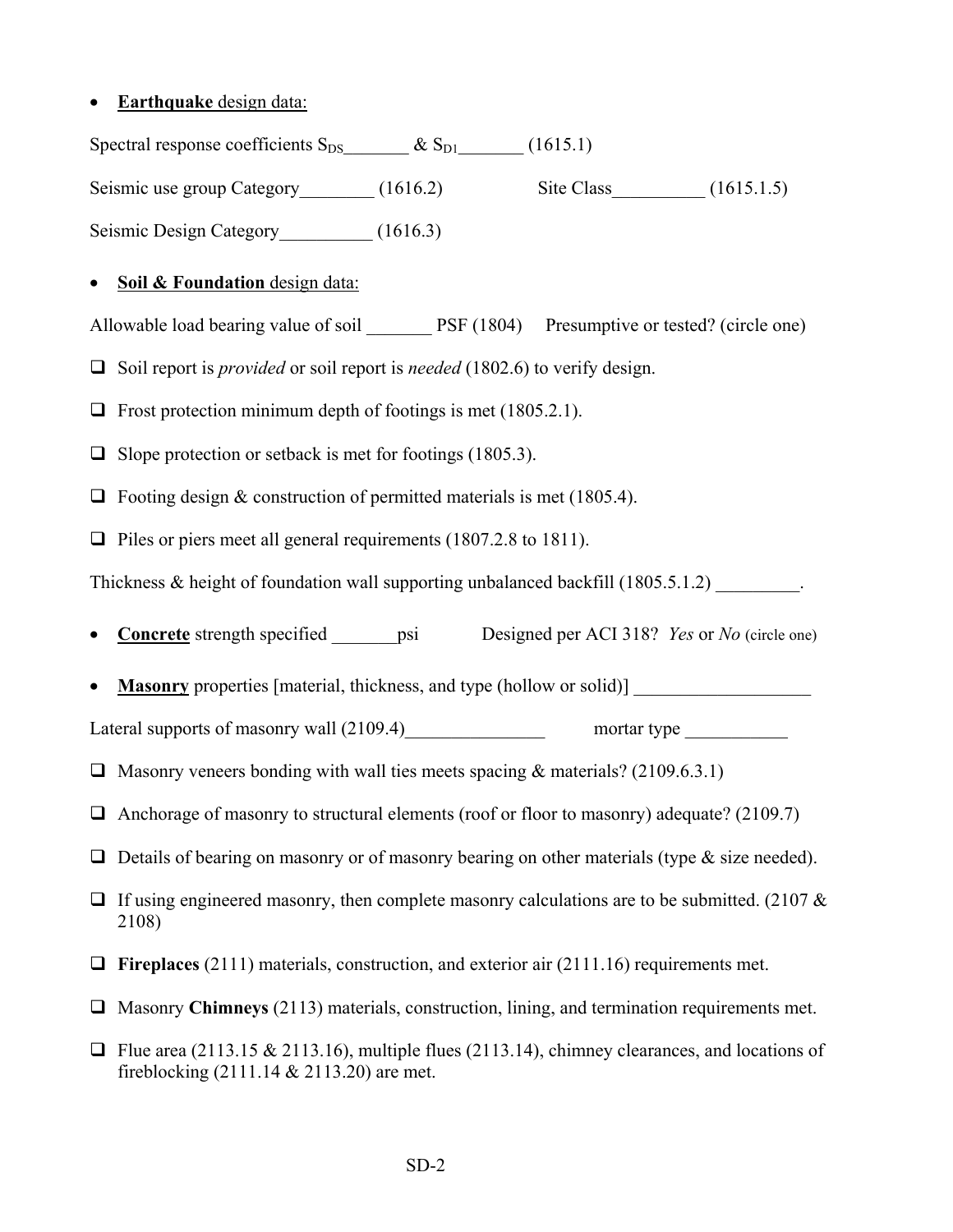- **Earthquake** design data:

Spectral response coefficients $S_{DS}$_______ & $S_{D1}$_______ (1615.1)

Seismic use group Category________ (1616.2) Site Class__________ (1615.1.5)

Seismic Design Category__________ (1616.3)

- **Soil & Foundation** design data:

Allowable load bearing value of soil _______ PSF (1804) Presumptive or tested? (circle one)

- ❑ Soil report is *provided* or soil report is *needed* (1802.6) to verify design.
- ❑ Frost protection minimum depth of footings is met (1805.2.1).
- ❑ Slope protection or setback is met for footings (1805.3).
- ❑ Footing design & construction of permitted materials is met (1805.4).
- ❑ Piles or piers meet all general requirements (1807.2.8 to 1811).

Thickness & height of foundation wall supporting unbalanced backfill (1805.5.1.2) _________.

- **Concrete** strength specified _______psi Designed per ACI 318? *Yes* or *No* (circle one)

- **Masonry** properties [material, thickness, and type (hollow or solid)] ___________________

Lateral supports of masonry wall (2109.4)_______________ mortar type ___________

- ❑ Masonry veneers bonding with wall ties meets spacing & materials? (2109.6.3.1)
- ❑ Anchorage of masonry to structural elements (roof or floor to masonry) adequate? (2109.7)
- ❑ Details of bearing on masonry or of masonry bearing on other materials (type & size needed).
- ❑ If using engineered masonry, then complete masonry calculations are to be submitted. (2107 & 2108)
- ❑ **Fireplaces** (2111) materials, construction, and exterior air (2111.16) requirements met.
- ❑ Masonry **Chimneys** (2113) materials, construction, lining, and termination requirements met.
- ❑ Flue area (2113.15 & 2113.16), multiple flues (2113.14), chimney clearances, and locations of fireblocking (2111.14 & 2113.20) are met.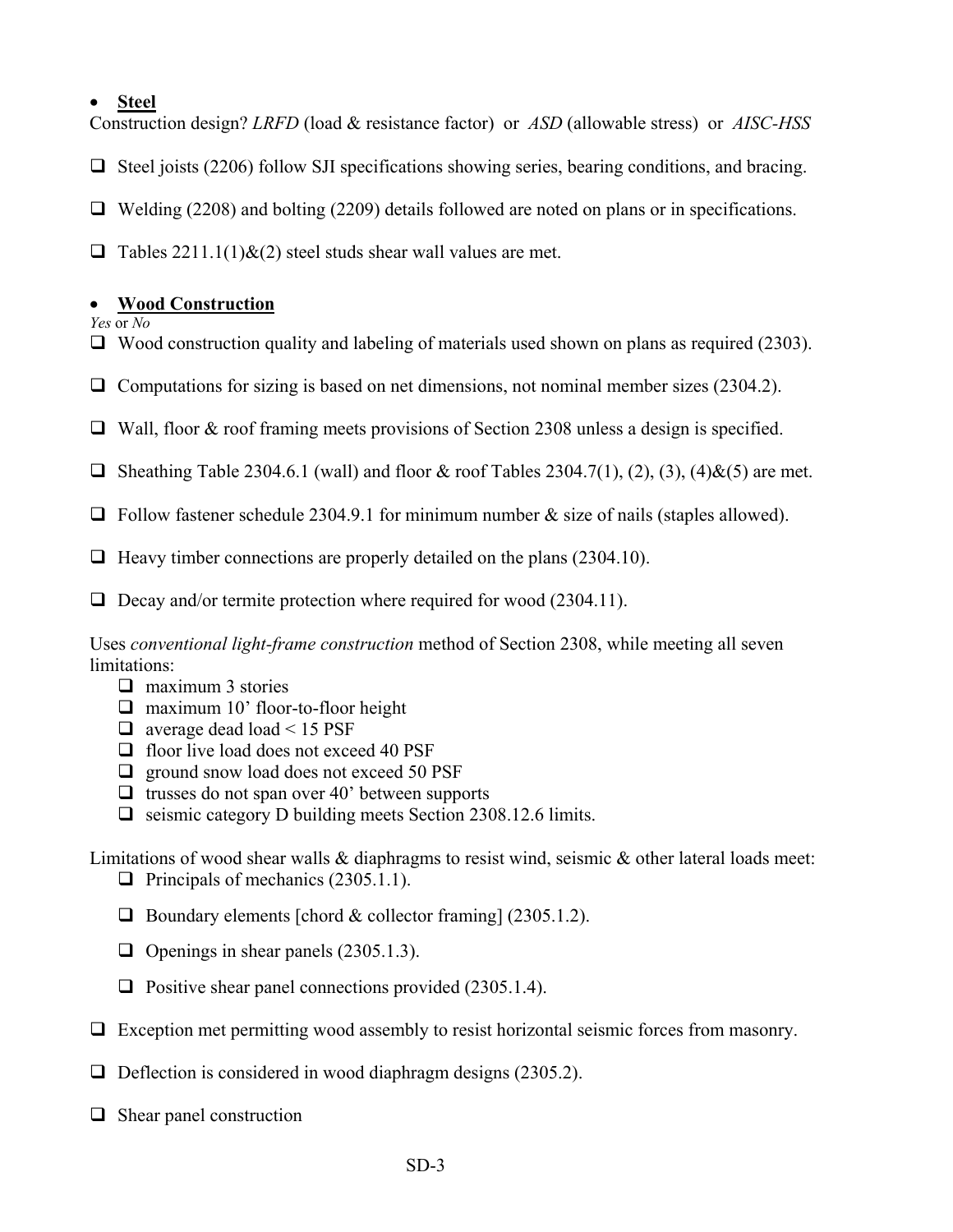- **Steel**

Construction design? *LRFD* (load & resistance factor) or *ASD* (allowable stress) or *AISC-HSS*

- ❑ Steel joists (2206) follow SJI specifications showing series, bearing conditions, and bracing.
- ❑ Welding (2208) and bolting (2209) details followed are noted on plans or in specifications.
- ❑ Tables 2211.1(1)&(2) steel studs shear wall values are met.

- **Wood Construction**

*Yes* or *No*

- ❑ Wood construction quality and labeling of materials used shown on plans as required (2303).
- ❑ Computations for sizing is based on net dimensions, not nominal member sizes (2304.2).
- ❑ Wall, floor & roof framing meets provisions of Section 2308 unless a design is specified.
- ❑ Sheathing Table 2304.6.1 (wall) and floor & roof Tables 2304.7(1), (2), (3), (4)&(5) are met.
- ❑ Follow fastener schedule 2304.9.1 for minimum number & size of nails (staples allowed).
- ❑ Heavy timber connections are properly detailed on the plans (2304.10).
- ❑ Decay and/or termite protection where required for wood (2304.11).

Uses *conventional light-frame construction* method of Section 2308, while meeting all seven limitations:

- ❑ maximum 3 stories
- ❑ maximum 10' floor-to-floor height
- ❑ average dead load < 15 PSF
- ❑ floor live load does not exceed 40 PSF
- ❑ ground snow load does not exceed 50 PSF
- ❑ trusses do not span over 40' between supports
- ❑ seismic category D building meets Section 2308.12.6 limits.

Limitations of wood shear walls & diaphragms to resist wind, seismic & other lateral loads meet:

- ❑ Principals of mechanics (2305.1.1).
- ❑ Boundary elements [chord & collector framing] (2305.1.2).
- ❑ Openings in shear panels (2305.1.3).
- ❑ Positive shear panel connections provided (2305.1.4).

- ❑ Exception met permitting wood assembly to resist horizontal seismic forces from masonry.
- ❑ Deflection is considered in wood diaphragm designs (2305.2).
- ❑ Shear panel construction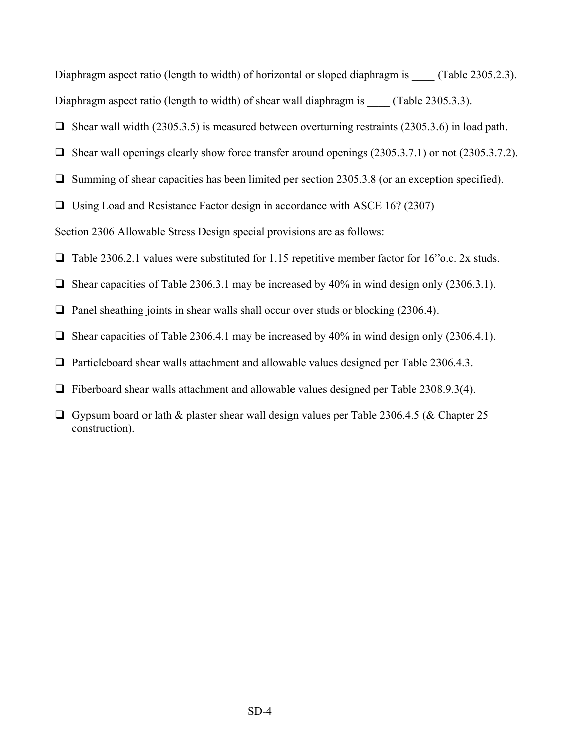Diaphragm aspect ratio (length to width) of horizontal or sloped diaphragm is ____ (Table 2305.2.3).

Diaphragm aspect ratio (length to width) of shear wall diaphragm is ____ (Table 2305.3.3).

- ❑ Shear wall width (2305.3.5) is measured between overturning restraints (2305.3.6) in load path.
- ❑ Shear wall openings clearly show force transfer around openings (2305.3.7.1) or not (2305.3.7.2).
- ❑ Summing of shear capacities has been limited per section 2305.3.8 (or an exception specified).
- ❑ Using Load and Resistance Factor design in accordance with ASCE 16? (2307)

Section 2306 Allowable Stress Design special provisions are as follows:

- ❑ Table 2306.2.1 values were substituted for 1.15 repetitive member factor for 16"o.c. 2x studs.
- ❑ Shear capacities of Table 2306.3.1 may be increased by 40% in wind design only (2306.3.1).
- ❑ Panel sheathing joints in shear walls shall occur over studs or blocking (2306.4).
- ❑ Shear capacities of Table 2306.4.1 may be increased by 40% in wind design only (2306.4.1).
- ❑ Particleboard shear walls attachment and allowable values designed per Table 2306.4.3.
- ❑ Fiberboard shear walls attachment and allowable values designed per Table 2308.9.3(4).
- ❑ Gypsum board or lath & plaster shear wall design values per Table 2306.4.5 (& Chapter 25 construction).